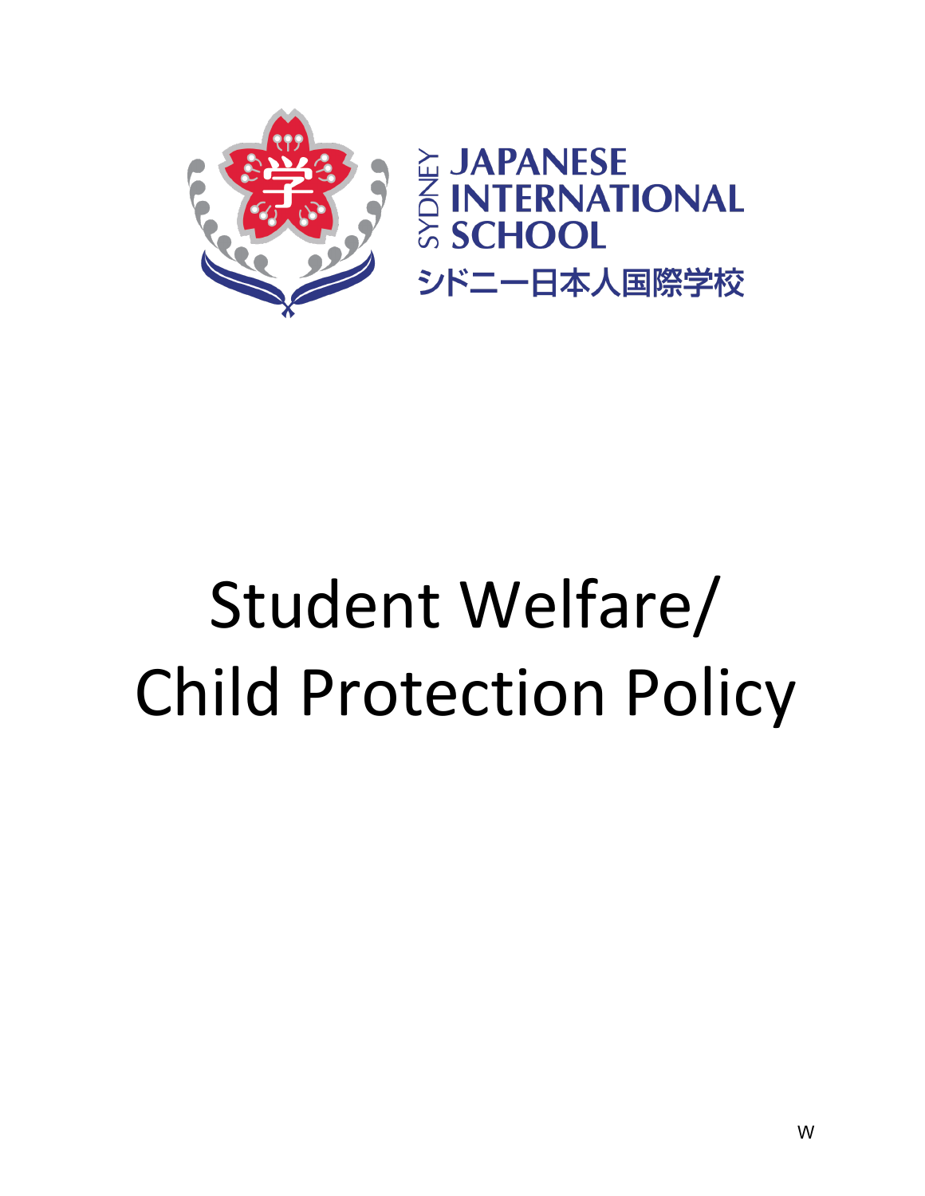SYDNEY JAPANESE INTERNATIONAL SCHOOL

シドニー日本人国際学校

# Student Welfare/ Child Protection Policy

W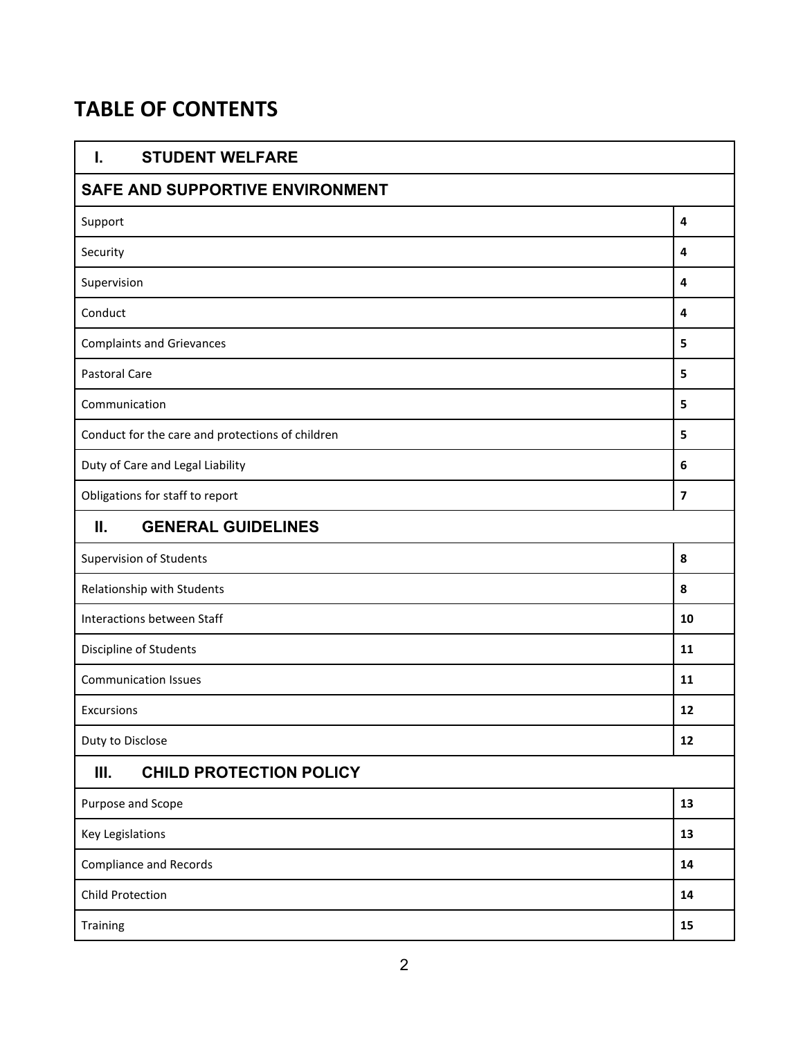# TABLE OF CONTENTS

| I. STUDENT WELFARE | |
|---|---|
| **SAFE AND SUPPORTIVE ENVIRONMENT** | |
| Support | **4** |
| Security | **4** |
| Supervision | **4** |
| Conduct | **4** |
| Complaints and Grievances | **5** |
| Pastoral Care | **5** |
| Communication | **5** |
| Conduct for the care and protections of children | **5** |
| Duty of Care and Legal Liability | **6** |
| Obligations for staff to report | **7** |
| **II. GENERAL GUIDELINES** | |
| Supervision of Students | **8** |
| Relationship with Students | **8** |
| Interactions between Staff | **10** |
| Discipline of Students | **11** |
| Communication Issues | **11** |
| Excursions | **12** |
| Duty to Disclose | **12** |
| **III. CHILD PROTECTION POLICY** | |
| Purpose and Scope | **13** |
| Key Legislations | **13** |
| Compliance and Records | **14** |
| Child Protection | **14** |
| Training | **15** |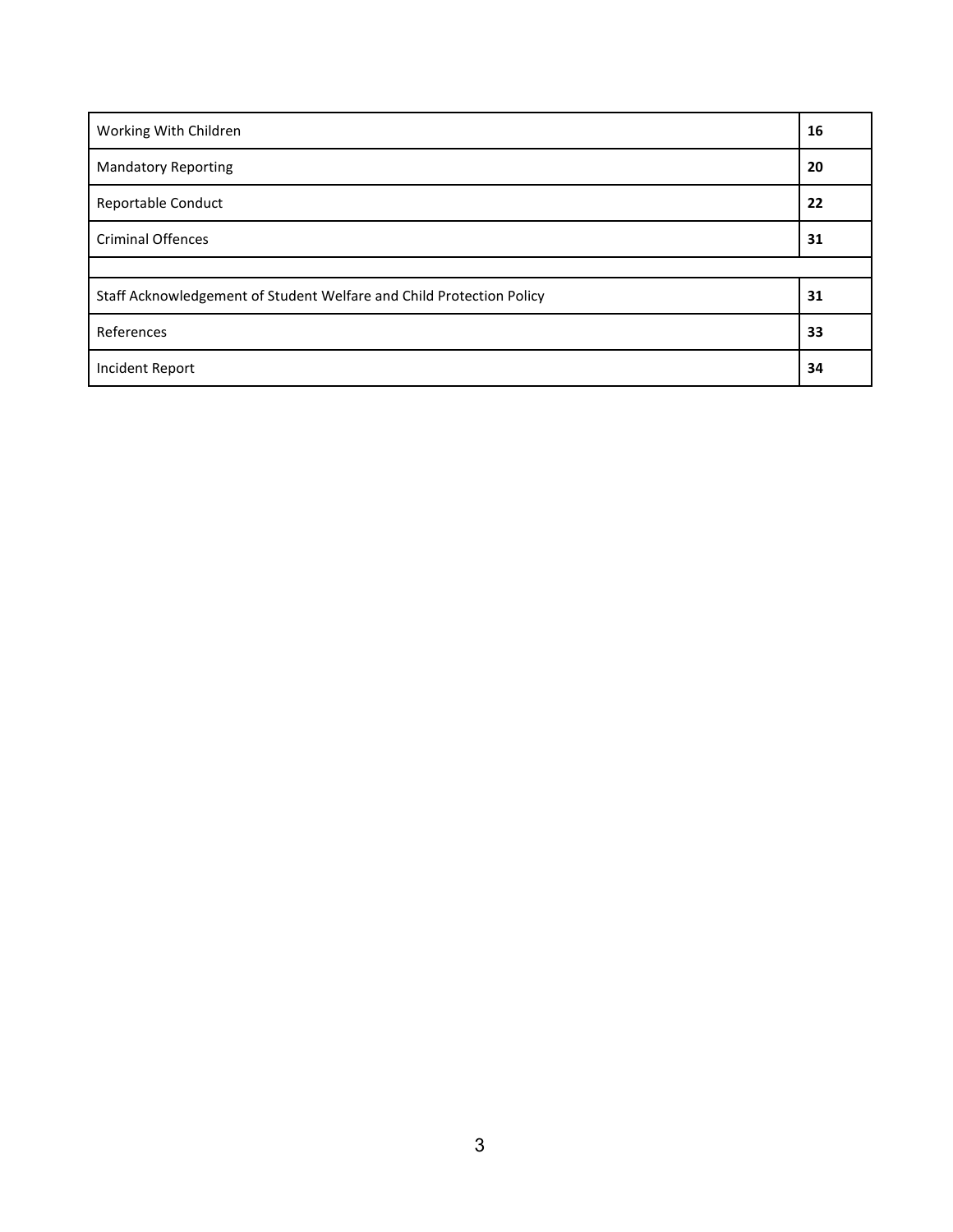| | |
|---|---|
| Working With Children | **16** |
| Mandatory Reporting | **20** |
| Reportable Conduct | **22** |
| Criminal Offences | **31** |
| | |
| Staff Acknowledgement of Student Welfare and Child Protection Policy | **31** |
| References | **33** |
| Incident Report | **34** |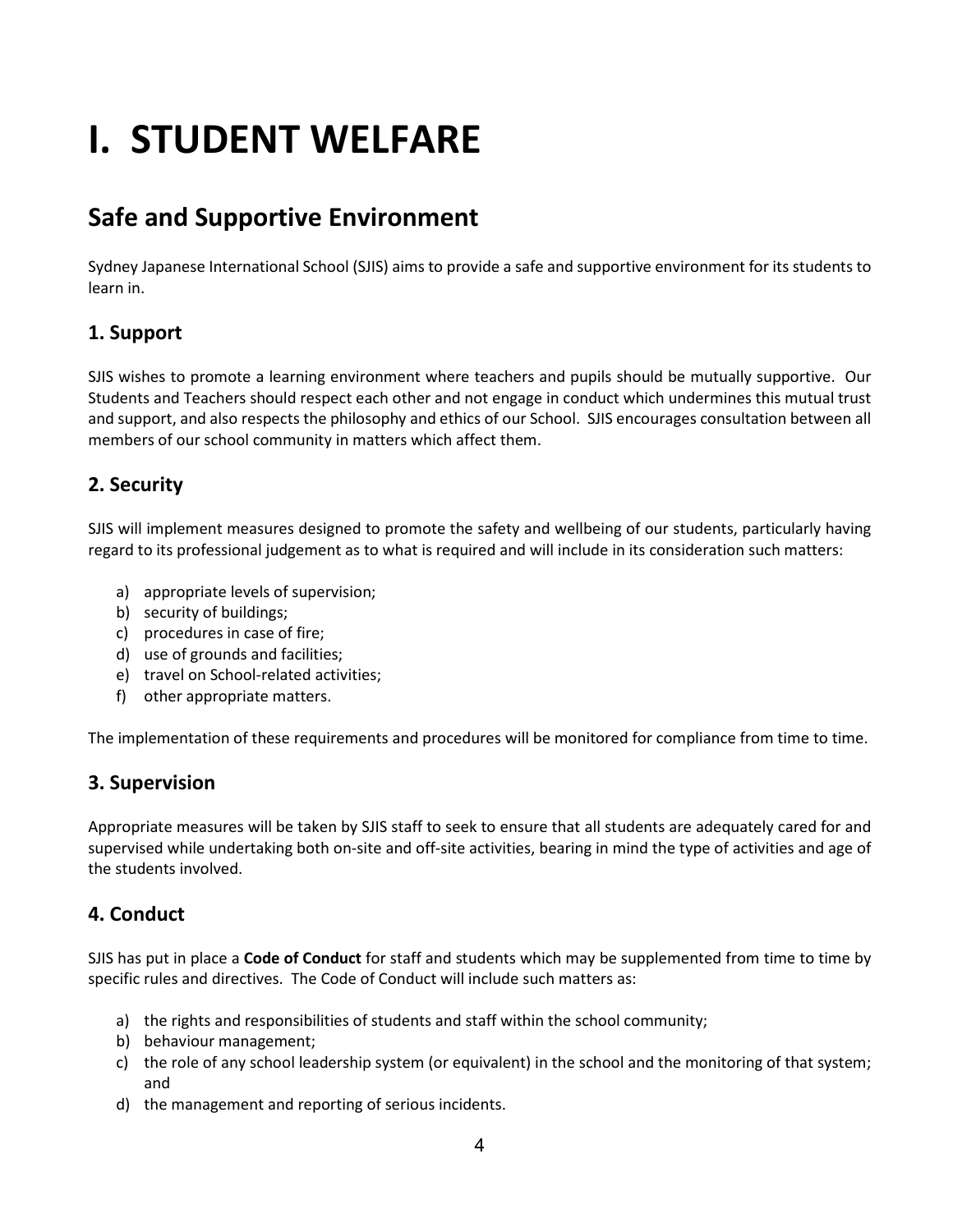# I. STUDENT WELFARE

## Safe and Supportive Environment

Sydney Japanese International School (SJIS) aims to provide a safe and supportive environment for its students to learn in.

### 1. Support

SJIS wishes to promote a learning environment where teachers and pupils should be mutually supportive. Our Students and Teachers should respect each other and not engage in conduct which undermines this mutual trust and support, and also respects the philosophy and ethics of our School. SJIS encourages consultation between all members of our school community in matters which affect them.

### 2. Security

SJIS will implement measures designed to promote the safety and wellbeing of our students, particularly having regard to its professional judgement as to what is required and will include in its consideration such matters:

a) appropriate levels of supervision;
b) security of buildings;
c) procedures in case of fire;
d) use of grounds and facilities;
e) travel on School-related activities;
f) other appropriate matters.

The implementation of these requirements and procedures will be monitored for compliance from time to time.

### 3. Supervision

Appropriate measures will be taken by SJIS staff to seek to ensure that all students are adequately cared for and supervised while undertaking both on-site and off-site activities, bearing in mind the type of activities and age of the students involved.

### 4. Conduct

SJIS has put in place a **Code of Conduct** for staff and students which may be supplemented from time to time by specific rules and directives. The Code of Conduct will include such matters as:

a) the rights and responsibilities of students and staff within the school community;
b) behaviour management;
c) the role of any school leadership system (or equivalent) in the school and the monitoring of that system; and
d) the management and reporting of serious incidents.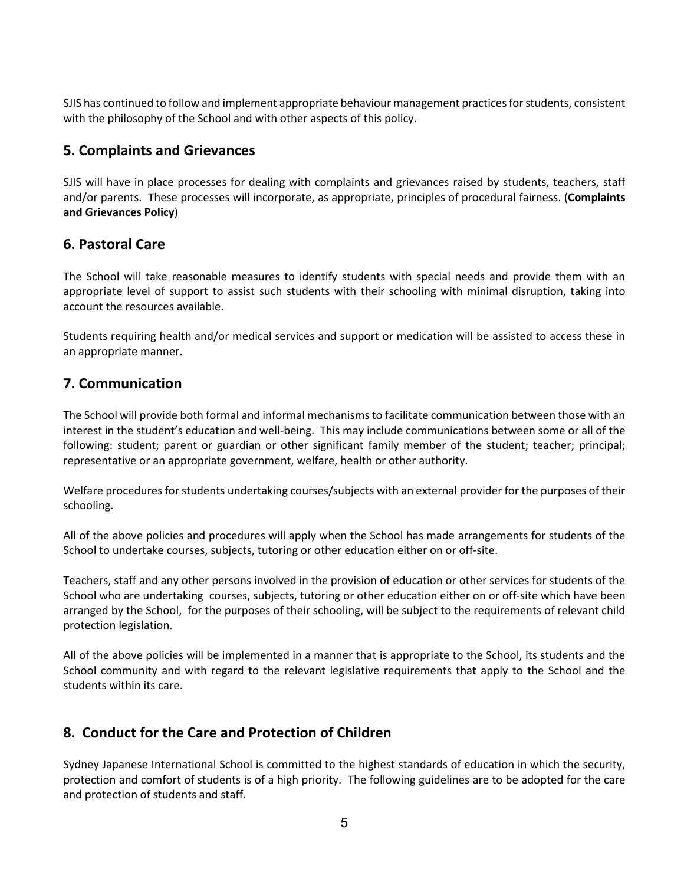SJIS has continued to follow and implement appropriate behaviour management practices for students, consistent with the philosophy of the School and with other aspects of this policy.

## 5. Complaints and Grievances

SJIS will have in place processes for dealing with complaints and grievances raised by students, teachers, staff and/or parents. These processes will incorporate, as appropriate, principles of procedural fairness. (**Complaints and Grievances Policy**)

## 6. Pastoral Care

The School will take reasonable measures to identify students with special needs and provide them with an appropriate level of support to assist such students with their schooling with minimal disruption, taking into account the resources available.

Students requiring health and/or medical services and support or medication will be assisted to access these in an appropriate manner.

## 7. Communication

The School will provide both formal and informal mechanisms to facilitate communication between those with an interest in the student's education and well-being. This may include communications between some or all of the following: student; parent or guardian or other significant family member of the student; teacher; principal; representative or an appropriate government, welfare, health or other authority.

Welfare procedures for students undertaking courses/subjects with an external provider for the purposes of their schooling.

All of the above policies and procedures will apply when the School has made arrangements for students of the School to undertake courses, subjects, tutoring or other education either on or off-site.

Teachers, staff and any other persons involved in the provision of education or other services for students of the School who are undertaking courses, subjects, tutoring or other education either on or off-site which have been arranged by the School, for the purposes of their schooling, will be subject to the requirements of relevant child protection legislation.

All of the above policies will be implemented in a manner that is appropriate to the School, its students and the School community and with regard to the relevant legislative requirements that apply to the School and the students within its care.

## 8. Conduct for the Care and Protection of Children

Sydney Japanese International School is committed to the highest standards of education in which the security, protection and comfort of students is of a high priority. The following guidelines are to be adopted for the care and protection of students and staff.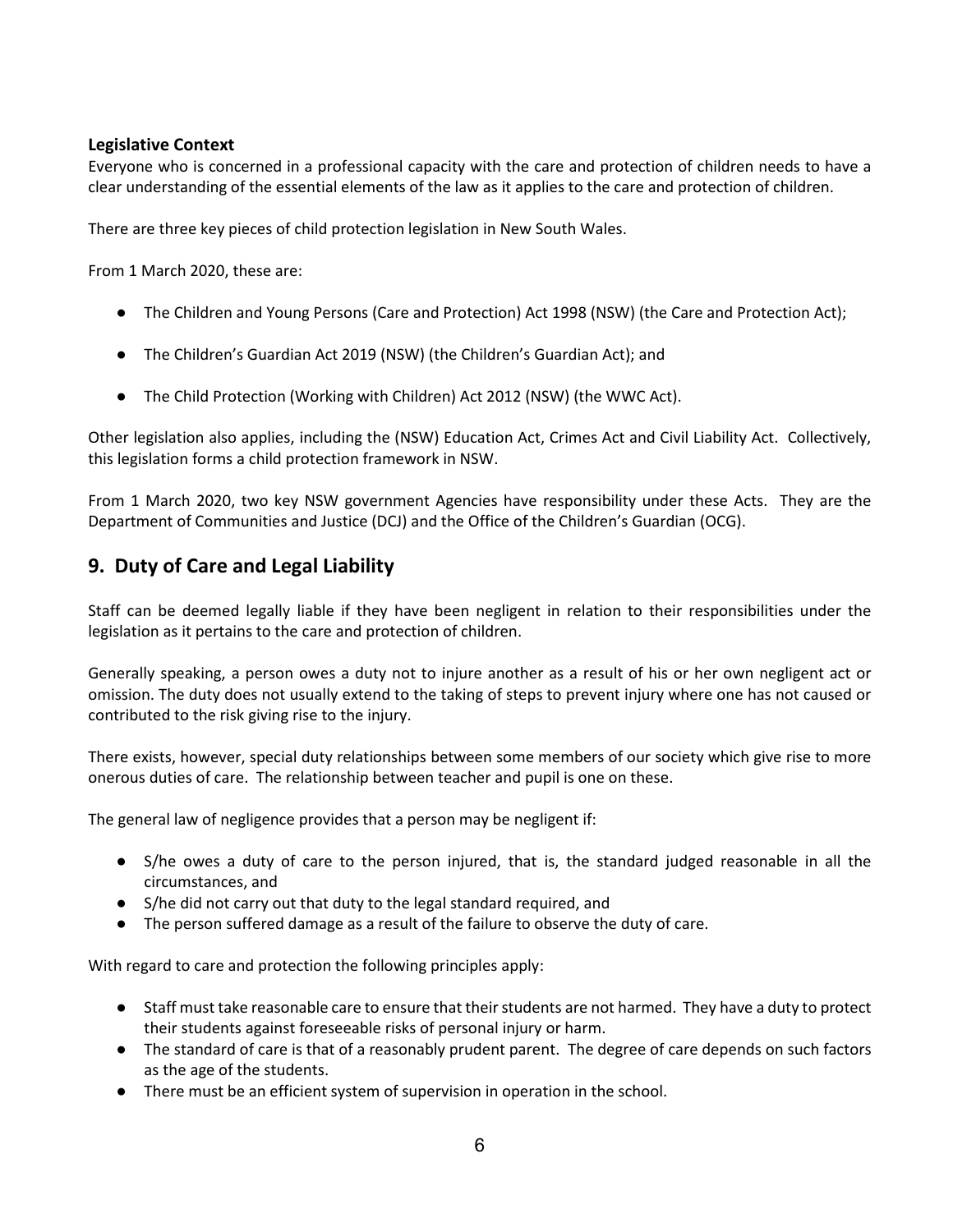**Legislative Context**

Everyone who is concerned in a professional capacity with the care and protection of children needs to have a clear understanding of the essential elements of the law as it applies to the care and protection of children.

There are three key pieces of child protection legislation in New South Wales.

From 1 March 2020, these are:

- The Children and Young Persons (Care and Protection) Act 1998 (NSW) (the Care and Protection Act);
- The Children's Guardian Act 2019 (NSW) (the Children's Guardian Act); and
- The Child Protection (Working with Children) Act 2012 (NSW) (the WWC Act).

Other legislation also applies, including the (NSW) Education Act, Crimes Act and Civil Liability Act. Collectively, this legislation forms a child protection framework in NSW.

From 1 March 2020, two key NSW government Agencies have responsibility under these Acts. They are the Department of Communities and Justice (DCJ) and the Office of the Children's Guardian (OCG).

## 9. Duty of Care and Legal Liability

Staff can be deemed legally liable if they have been negligent in relation to their responsibilities under the legislation as it pertains to the care and protection of children.

Generally speaking, a person owes a duty not to injure another as a result of his or her own negligent act or omission. The duty does not usually extend to the taking of steps to prevent injury where one has not caused or contributed to the risk giving rise to the injury.

There exists, however, special duty relationships between some members of our society which give rise to more onerous duties of care. The relationship between teacher and pupil is one on these.

The general law of negligence provides that a person may be negligent if:

- S/he owes a duty of care to the person injured, that is, the standard judged reasonable in all the circumstances, and
- S/he did not carry out that duty to the legal standard required, and
- The person suffered damage as a result of the failure to observe the duty of care.

With regard to care and protection the following principles apply:

- Staff must take reasonable care to ensure that their students are not harmed. They have a duty to protect their students against foreseeable risks of personal injury or harm.
- The standard of care is that of a reasonably prudent parent. The degree of care depends on such factors as the age of the students.
- There must be an efficient system of supervision in operation in the school.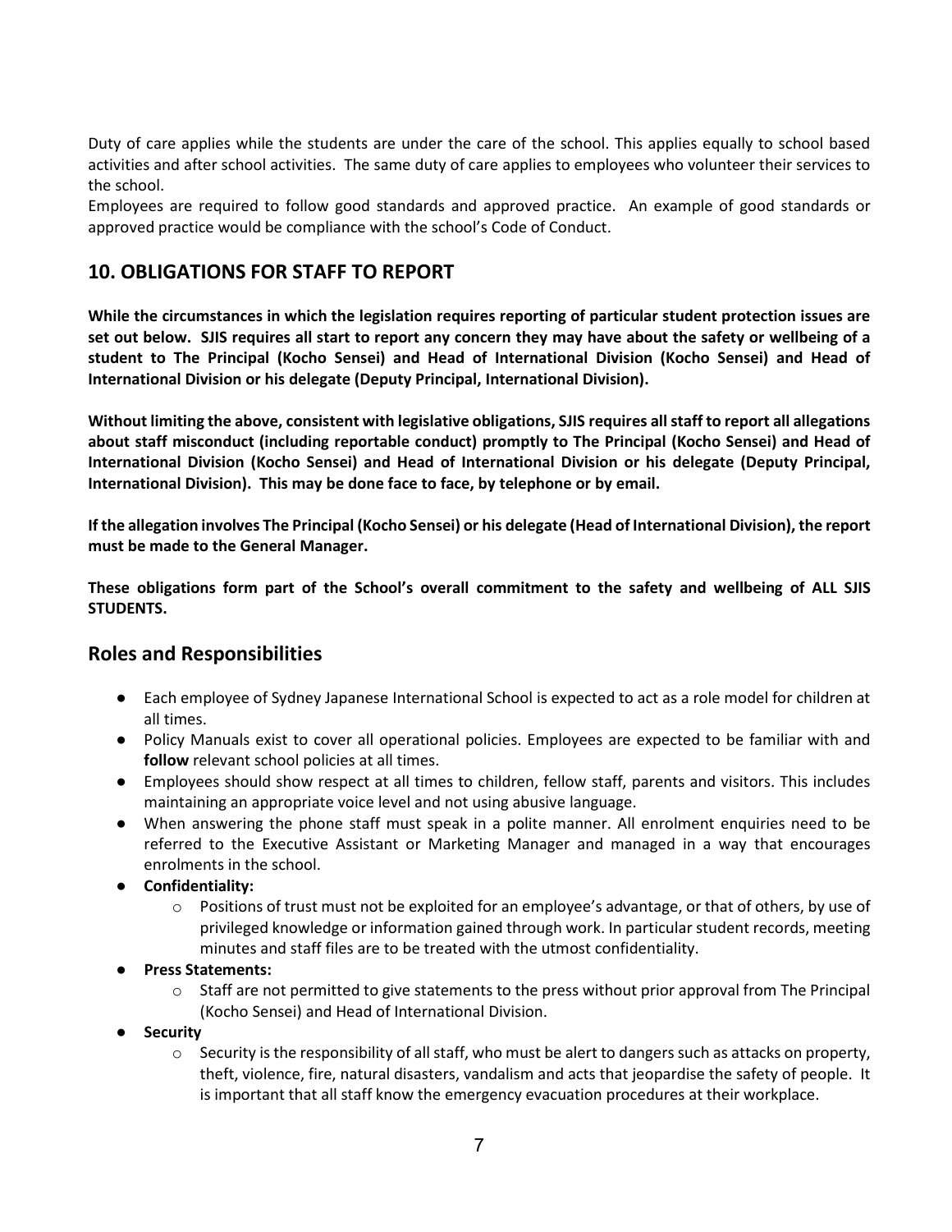Duty of care applies while the students are under the care of the school. This applies equally to school based activities and after school activities. The same duty of care applies to employees who volunteer their services to the school.
Employees are required to follow good standards and approved practice. An example of good standards or approved practice would be compliance with the school's Code of Conduct.

## 10. OBLIGATIONS FOR STAFF TO REPORT

**While the circumstances in which the legislation requires reporting of particular student protection issues are set out below. SJIS requires all start to report any concern they may have about the safety or wellbeing of a student to The Principal (Kocho Sensei) and Head of International Division (Kocho Sensei) and Head of International Division or his delegate (Deputy Principal, International Division).**

**Without limiting the above, consistent with legislative obligations, SJIS requires all staff to report all allegations about staff misconduct (including reportable conduct) promptly to The Principal (Kocho Sensei) and Head of International Division (Kocho Sensei) and Head of International Division or his delegate (Deputy Principal, International Division). This may be done face to face, by telephone or by email.**

**If the allegation involves The Principal (Kocho Sensei) or his delegate (Head of International Division), the report must be made to the General Manager.**

**These obligations form part of the School's overall commitment to the safety and wellbeing of ALL SJIS STUDENTS.**

## Roles and Responsibilities

- Each employee of Sydney Japanese International School is expected to act as a role model for children at all times.
- Policy Manuals exist to cover all operational policies. Employees are expected to be familiar with and **follow** relevant school policies at all times.
- Employees should show respect at all times to children, fellow staff, parents and visitors. This includes maintaining an appropriate voice level and not using abusive language.
- When answering the phone staff must speak in a polite manner. All enrolment enquiries need to be referred to the Executive Assistant or Marketing Manager and managed in a way that encourages enrolments in the school.
- **Confidentiality:**
  - Positions of trust must not be exploited for an employee's advantage, or that of others, by use of privileged knowledge or information gained through work. In particular student records, meeting minutes and staff files are to be treated with the utmost confidentiality.
- **Press Statements:**
  - Staff are not permitted to give statements to the press without prior approval from The Principal (Kocho Sensei) and Head of International Division.
- **Security**
  - Security is the responsibility of all staff, who must be alert to dangers such as attacks on property, theft, violence, fire, natural disasters, vandalism and acts that jeopardise the safety of people. It is important that all staff know the emergency evacuation procedures at their workplace.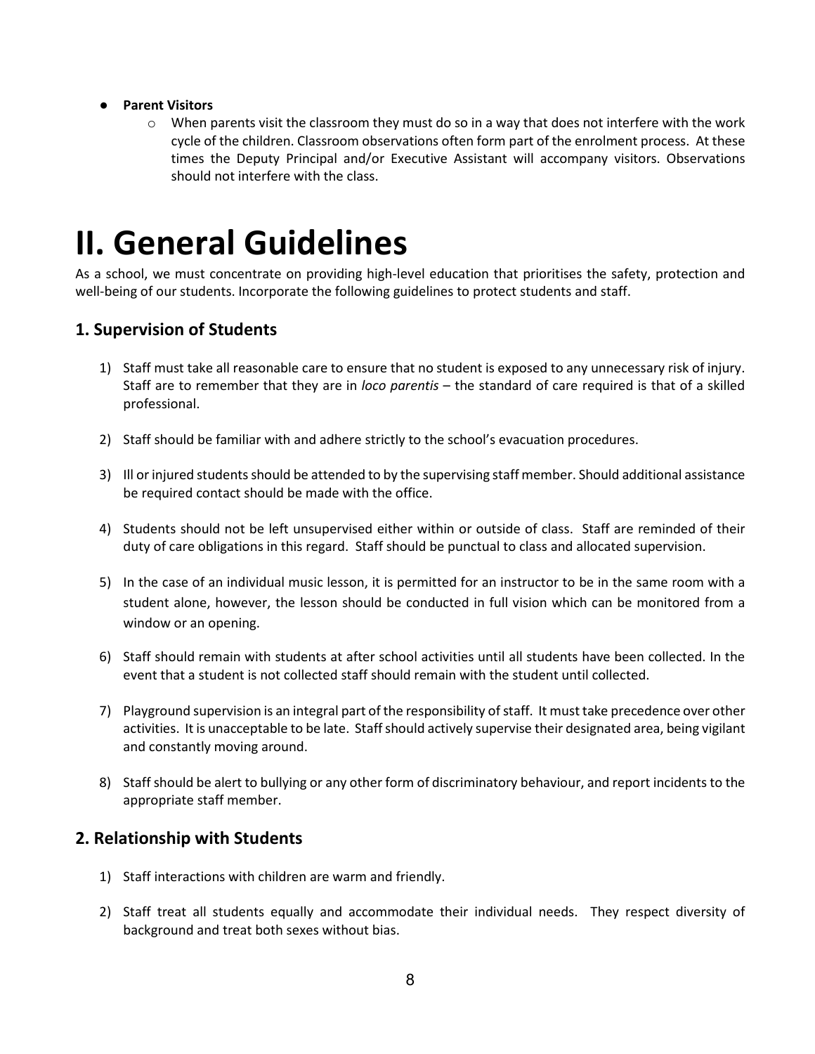- **Parent Visitors**
  - When parents visit the classroom they must do so in a way that does not interfere with the work cycle of the children. Classroom observations often form part of the enrolment process. At these times the Deputy Principal and/or Executive Assistant will accompany visitors. Observations should not interfere with the class.

# II. General Guidelines

As a school, we must concentrate on providing high-level education that prioritises the safety, protection and well-being of our students. Incorporate the following guidelines to protect students and staff.

## 1. Supervision of Students

1) Staff must take all reasonable care to ensure that no student is exposed to any unnecessary risk of injury. Staff are to remember that they are in *loco parentis* – the standard of care required is that of a skilled professional.

2) Staff should be familiar with and adhere strictly to the school's evacuation procedures.

3) Ill or injured students should be attended to by the supervising staff member. Should additional assistance be required contact should be made with the office.

4) Students should not be left unsupervised either within or outside of class. Staff are reminded of their duty of care obligations in this regard. Staff should be punctual to class and allocated supervision.

5) In the case of an individual music lesson, it is permitted for an instructor to be in the same room with a student alone, however, the lesson should be conducted in full vision which can be monitored from a window or an opening.

6) Staff should remain with students at after school activities until all students have been collected. In the event that a student is not collected staff should remain with the student until collected.

7) Playground supervision is an integral part of the responsibility of staff. It must take precedence over other activities. It is unacceptable to be late. Staff should actively supervise their designated area, being vigilant and constantly moving around.

8) Staff should be alert to bullying or any other form of discriminatory behaviour, and report incidents to the appropriate staff member.

## 2. Relationship with Students

1) Staff interactions with children are warm and friendly.

2) Staff treat all students equally and accommodate their individual needs. They respect diversity of background and treat both sexes without bias.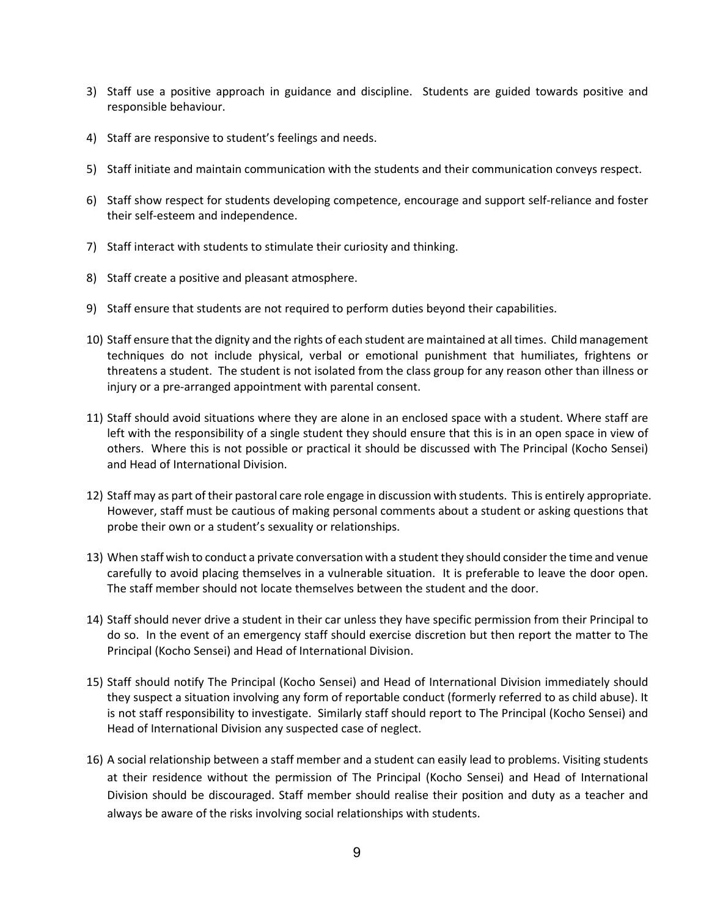3) Staff use a positive approach in guidance and discipline. Students are guided towards positive and responsible behaviour.

4) Staff are responsive to student's feelings and needs.

5) Staff initiate and maintain communication with the students and their communication conveys respect.

6) Staff show respect for students developing competence, encourage and support self-reliance and foster their self-esteem and independence.

7) Staff interact with students to stimulate their curiosity and thinking.

8) Staff create a positive and pleasant atmosphere.

9) Staff ensure that students are not required to perform duties beyond their capabilities.

10) Staff ensure that the dignity and the rights of each student are maintained at all times. Child management techniques do not include physical, verbal or emotional punishment that humiliates, frightens or threatens a student. The student is not isolated from the class group for any reason other than illness or injury or a pre-arranged appointment with parental consent.

11) Staff should avoid situations where they are alone in an enclosed space with a student. Where staff are left with the responsibility of a single student they should ensure that this is in an open space in view of others. Where this is not possible or practical it should be discussed with The Principal (Kocho Sensei) and Head of International Division.

12) Staff may as part of their pastoral care role engage in discussion with students. This is entirely appropriate. However, staff must be cautious of making personal comments about a student or asking questions that probe their own or a student's sexuality or relationships.

13) When staff wish to conduct a private conversation with a student they should consider the time and venue carefully to avoid placing themselves in a vulnerable situation. It is preferable to leave the door open. The staff member should not locate themselves between the student and the door.

14) Staff should never drive a student in their car unless they have specific permission from their Principal to do so. In the event of an emergency staff should exercise discretion but then report the matter to The Principal (Kocho Sensei) and Head of International Division.

15) Staff should notify The Principal (Kocho Sensei) and Head of International Division immediately should they suspect a situation involving any form of reportable conduct (formerly referred to as child abuse). It is not staff responsibility to investigate. Similarly staff should report to The Principal (Kocho Sensei) and Head of International Division any suspected case of neglect.

16) A social relationship between a staff member and a student can easily lead to problems. Visiting students at their residence without the permission of The Principal (Kocho Sensei) and Head of International Division should be discouraged. Staff member should realise their position and duty as a teacher and always be aware of the risks involving social relationships with students.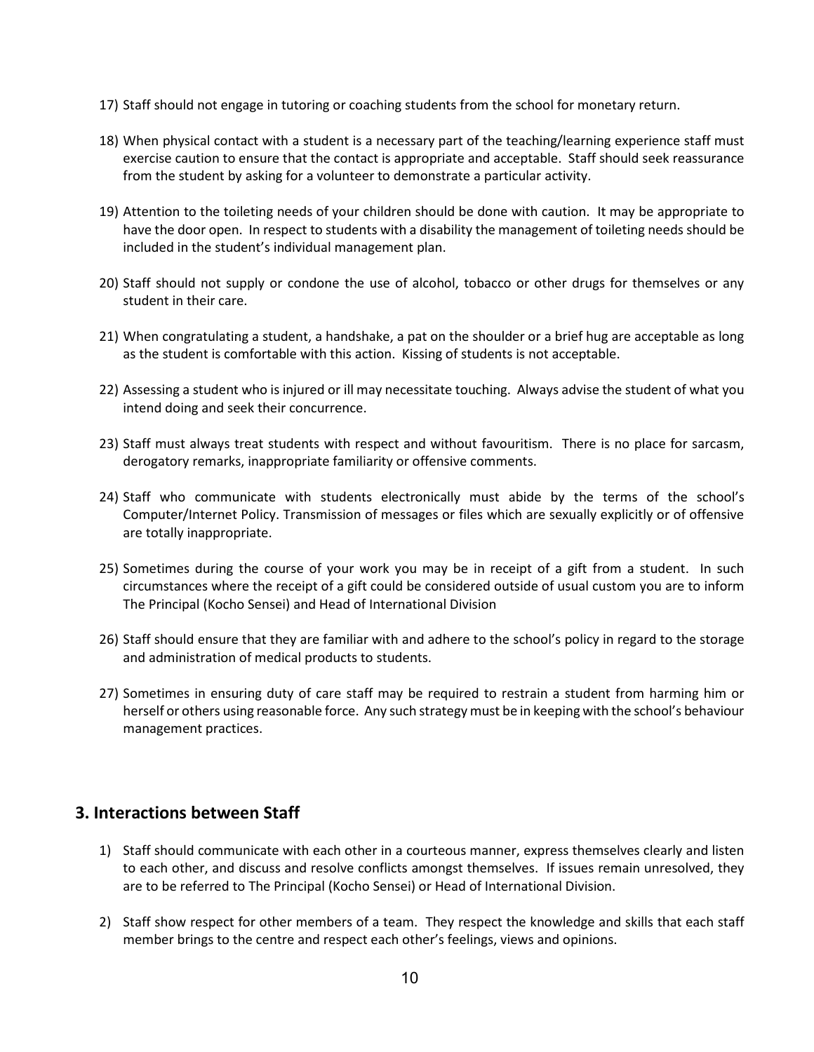17) Staff should not engage in tutoring or coaching students from the school for monetary return.

18) When physical contact with a student is a necessary part of the teaching/learning experience staff must exercise caution to ensure that the contact is appropriate and acceptable. Staff should seek reassurance from the student by asking for a volunteer to demonstrate a particular activity.

19) Attention to the toileting needs of your children should be done with caution. It may be appropriate to have the door open. In respect to students with a disability the management of toileting needs should be included in the student's individual management plan.

20) Staff should not supply or condone the use of alcohol, tobacco or other drugs for themselves or any student in their care.

21) When congratulating a student, a handshake, a pat on the shoulder or a brief hug are acceptable as long as the student is comfortable with this action. Kissing of students is not acceptable.

22) Assessing a student who is injured or ill may necessitate touching. Always advise the student of what you intend doing and seek their concurrence.

23) Staff must always treat students with respect and without favouritism. There is no place for sarcasm, derogatory remarks, inappropriate familiarity or offensive comments.

24) Staff who communicate with students electronically must abide by the terms of the school's Computer/Internet Policy. Transmission of messages or files which are sexually explicitly or of offensive are totally inappropriate.

25) Sometimes during the course of your work you may be in receipt of a gift from a student. In such circumstances where the receipt of a gift could be considered outside of usual custom you are to inform The Principal (Kocho Sensei) and Head of International Division

26) Staff should ensure that they are familiar with and adhere to the school's policy in regard to the storage and administration of medical products to students.

27) Sometimes in ensuring duty of care staff may be required to restrain a student from harming him or herself or others using reasonable force. Any such strategy must be in keeping with the school's behaviour management practices.

## 3. Interactions between Staff

1) Staff should communicate with each other in a courteous manner, express themselves clearly and listen to each other, and discuss and resolve conflicts amongst themselves. If issues remain unresolved, they are to be referred to The Principal (Kocho Sensei) or Head of International Division.

2) Staff show respect for other members of a team. They respect the knowledge and skills that each staff member brings to the centre and respect each other's feelings, views and opinions.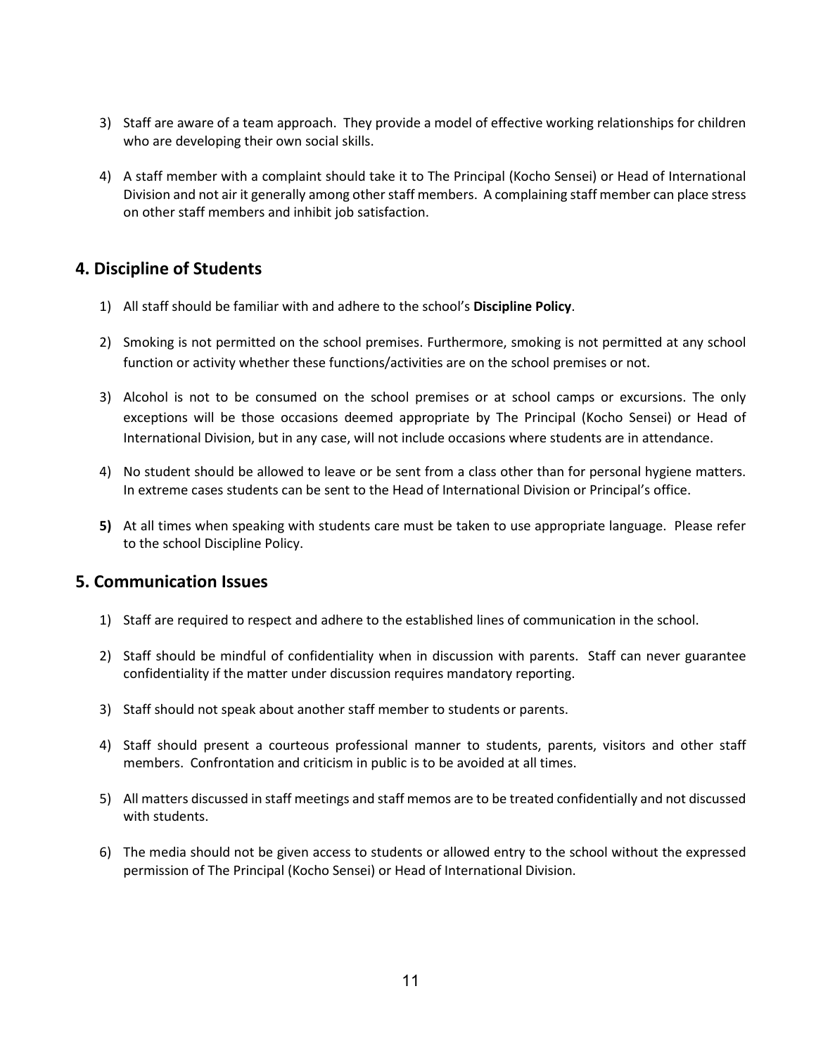3) Staff are aware of a team approach. They provide a model of effective working relationships for children who are developing their own social skills.

4) A staff member with a complaint should take it to The Principal (Kocho Sensei) or Head of International Division and not air it generally among other staff members. A complaining staff member can place stress on other staff members and inhibit job satisfaction.

## 4. Discipline of Students

1) All staff should be familiar with and adhere to the school's **Discipline Policy**.

2) Smoking is not permitted on the school premises. Furthermore, smoking is not permitted at any school function or activity whether these functions/activities are on the school premises or not.

3) Alcohol is not to be consumed on the school premises or at school camps or excursions. The only exceptions will be those occasions deemed appropriate by The Principal (Kocho Sensei) or Head of International Division, but in any case, will not include occasions where students are in attendance.

4) No student should be allowed to leave or be sent from a class other than for personal hygiene matters. In extreme cases students can be sent to the Head of International Division or Principal's office.

**5)** At all times when speaking with students care must be taken to use appropriate language. Please refer to the school Discipline Policy.

## 5. Communication Issues

1) Staff are required to respect and adhere to the established lines of communication in the school.

2) Staff should be mindful of confidentiality when in discussion with parents. Staff can never guarantee confidentiality if the matter under discussion requires mandatory reporting.

3) Staff should not speak about another staff member to students or parents.

4) Staff should present a courteous professional manner to students, parents, visitors and other staff members. Confrontation and criticism in public is to be avoided at all times.

5) All matters discussed in staff meetings and staff memos are to be treated confidentially and not discussed with students.

6) The media should not be given access to students or allowed entry to the school without the expressed permission of The Principal (Kocho Sensei) or Head of International Division.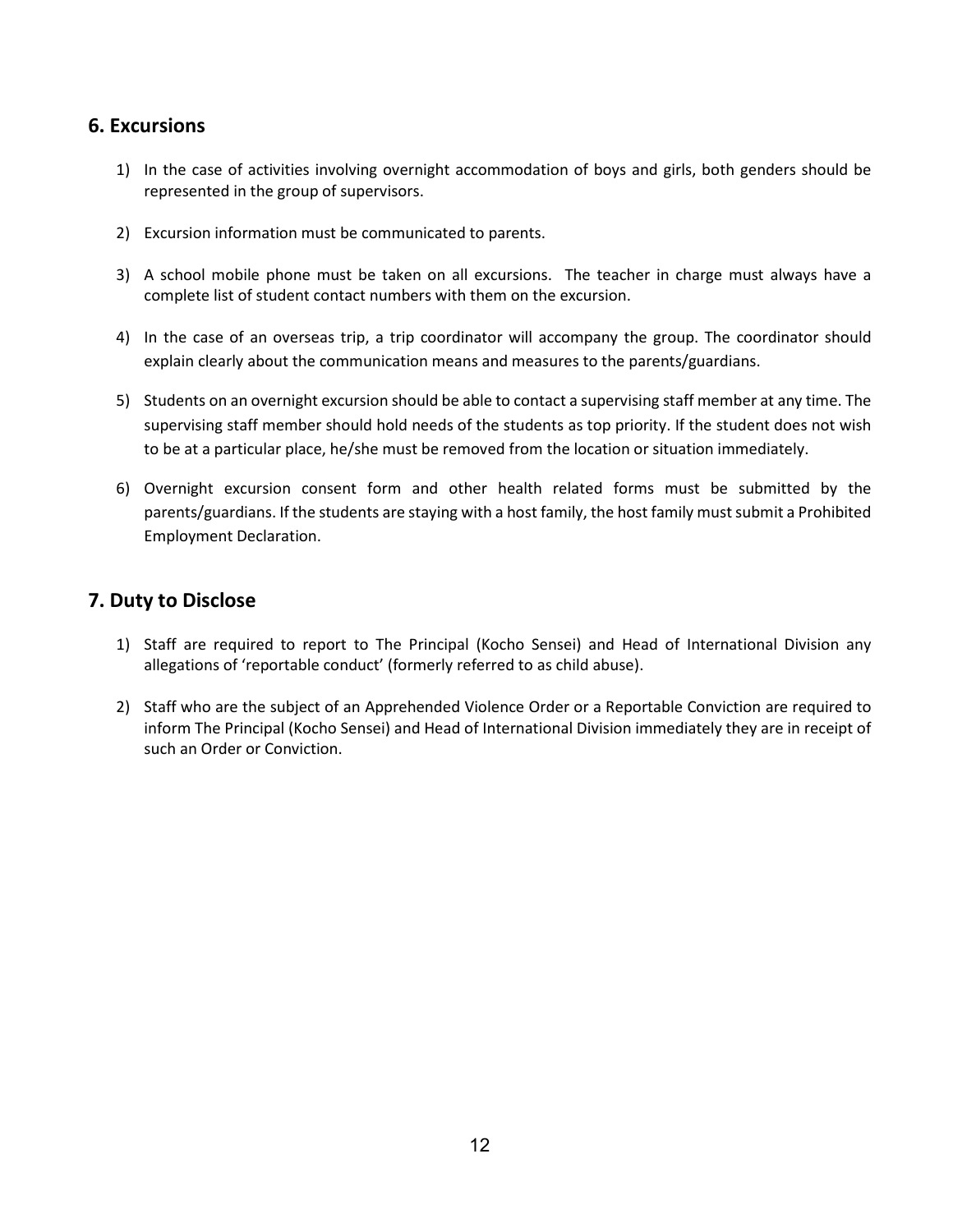## 6. Excursions

1) In the case of activities involving overnight accommodation of boys and girls, both genders should be represented in the group of supervisors.

2) Excursion information must be communicated to parents.

3) A school mobile phone must be taken on all excursions. The teacher in charge must always have a complete list of student contact numbers with them on the excursion.

4) In the case of an overseas trip, a trip coordinator will accompany the group. The coordinator should explain clearly about the communication means and measures to the parents/guardians.

5) Students on an overnight excursion should be able to contact a supervising staff member at any time. The supervising staff member should hold needs of the students as top priority. If the student does not wish to be at a particular place, he/she must be removed from the location or situation immediately.

6) Overnight excursion consent form and other health related forms must be submitted by the parents/guardians. If the students are staying with a host family, the host family must submit a Prohibited Employment Declaration.

## 7. Duty to Disclose

1) Staff are required to report to The Principal (Kocho Sensei) and Head of International Division any allegations of 'reportable conduct' (formerly referred to as child abuse).

2) Staff who are the subject of an Apprehended Violence Order or a Reportable Conviction are required to inform The Principal (Kocho Sensei) and Head of International Division immediately they are in receipt of such an Order or Conviction.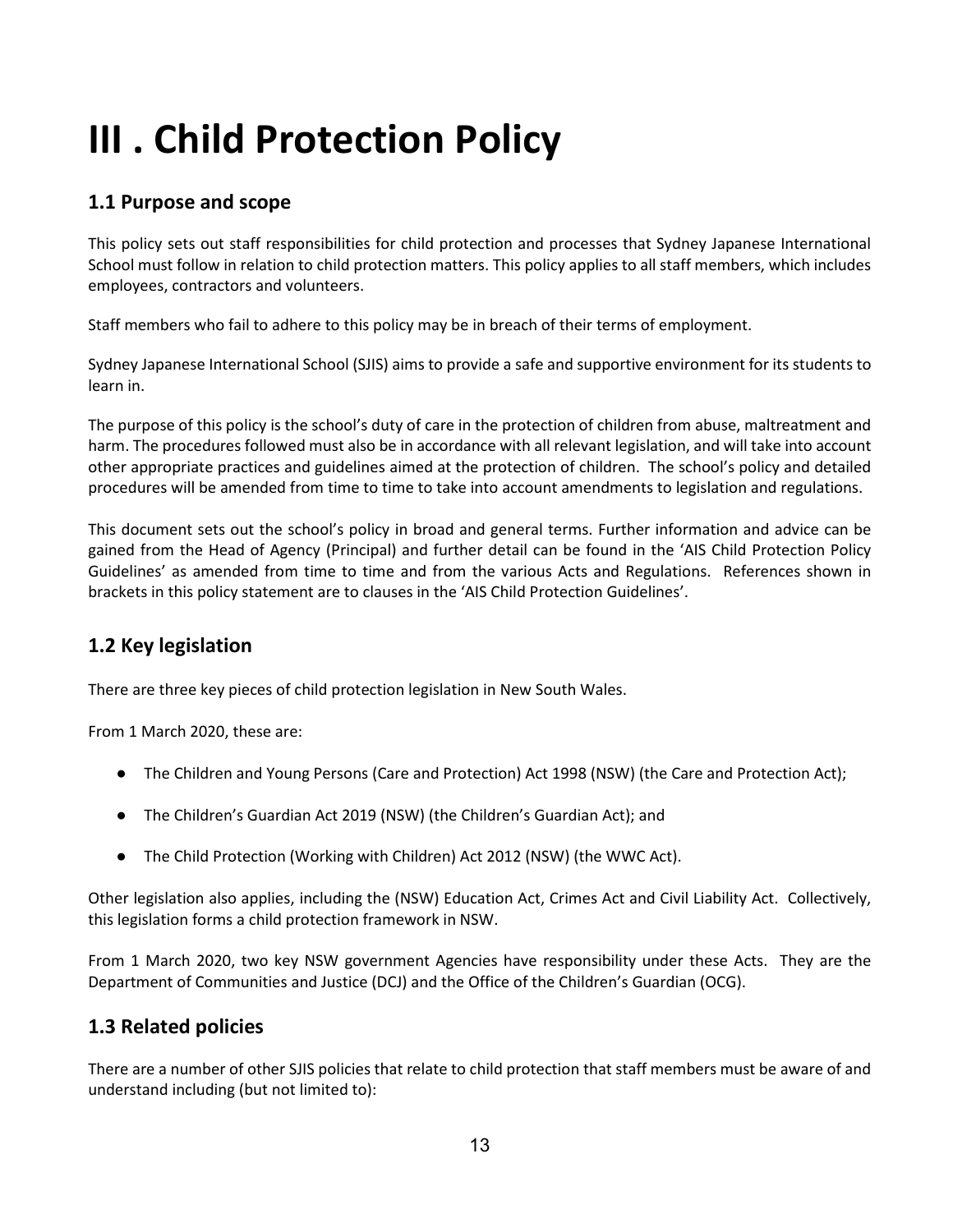# III . Child Protection Policy

## 1.1 Purpose and scope

This policy sets out staff responsibilities for child protection and processes that Sydney Japanese International School must follow in relation to child protection matters. This policy applies to all staff members, which includes employees, contractors and volunteers.

Staff members who fail to adhere to this policy may be in breach of their terms of employment.

Sydney Japanese International School (SJIS) aims to provide a safe and supportive environment for its students to learn in.

The purpose of this policy is the school's duty of care in the protection of children from abuse, maltreatment and harm. The procedures followed must also be in accordance with all relevant legislation, and will take into account other appropriate practices and guidelines aimed at the protection of children. The school's policy and detailed procedures will be amended from time to time to take into account amendments to legislation and regulations.

This document sets out the school's policy in broad and general terms. Further information and advice can be gained from the Head of Agency (Principal) and further detail can be found in the 'AIS Child Protection Policy Guidelines' as amended from time to time and from the various Acts and Regulations. References shown in brackets in this policy statement are to clauses in the 'AIS Child Protection Guidelines'.

## 1.2 Key legislation

There are three key pieces of child protection legislation in New South Wales.

From 1 March 2020, these are:

- The Children and Young Persons (Care and Protection) Act 1998 (NSW) (the Care and Protection Act);
- The Children's Guardian Act 2019 (NSW) (the Children's Guardian Act); and
- The Child Protection (Working with Children) Act 2012 (NSW) (the WWC Act).

Other legislation also applies, including the (NSW) Education Act, Crimes Act and Civil Liability Act. Collectively, this legislation forms a child protection framework in NSW.

From 1 March 2020, two key NSW government Agencies have responsibility under these Acts. They are the Department of Communities and Justice (DCJ) and the Office of the Children's Guardian (OCG).

## 1.3 Related policies

There are a number of other SJIS policies that relate to child protection that staff members must be aware of and understand including (but not limited to):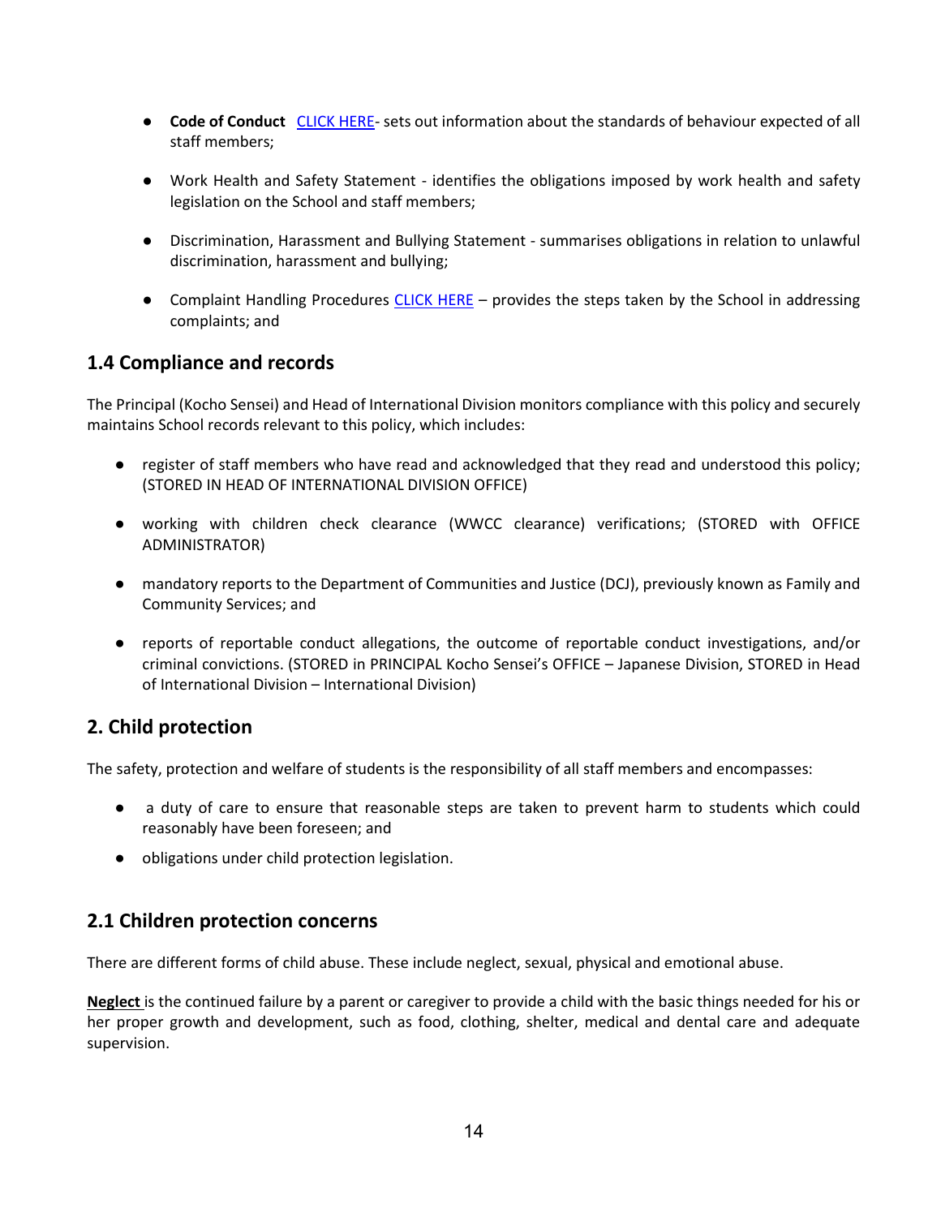- **Code of Conduct** CLICK HERE- sets out information about the standards of behaviour expected of all staff members;
- Work Health and Safety Statement - identifies the obligations imposed by work health and safety legislation on the School and staff members;
- Discrimination, Harassment and Bullying Statement - summarises obligations in relation to unlawful discrimination, harassment and bullying;
- Complaint Handling Procedures CLICK HERE – provides the steps taken by the School in addressing complaints; and

## 1.4 Compliance and records

The Principal (Kocho Sensei) and Head of International Division monitors compliance with this policy and securely maintains School records relevant to this policy, which includes:

- register of staff members who have read and acknowledged that they read and understood this policy; (STORED IN HEAD OF INTERNATIONAL DIVISION OFFICE)
- working with children check clearance (WWCC clearance) verifications; (STORED with OFFICE ADMINISTRATOR)
- mandatory reports to the Department of Communities and Justice (DCJ), previously known as Family and Community Services; and
- reports of reportable conduct allegations, the outcome of reportable conduct investigations, and/or criminal convictions. (STORED in PRINCIPAL Kocho Sensei's OFFICE – Japanese Division, STORED in Head of International Division – International Division)

## 2. Child protection

The safety, protection and welfare of students is the responsibility of all staff members and encompasses:

- a duty of care to ensure that reasonable steps are taken to prevent harm to students which could reasonably have been foreseen; and
- obligations under child protection legislation.

## 2.1 Children protection concerns

There are different forms of child abuse. These include neglect, sexual, physical and emotional abuse.

**Neglect** is the continued failure by a parent or caregiver to provide a child with the basic things needed for his or her proper growth and development, such as food, clothing, shelter, medical and dental care and adequate supervision.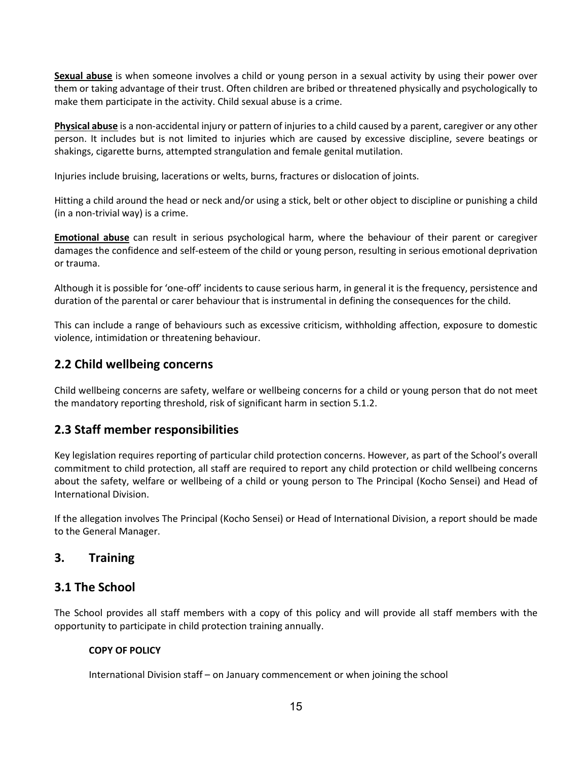**Sexual abuse** is when someone involves a child or young person in a sexual activity by using their power over them or taking advantage of their trust. Often children are bribed or threatened physically and psychologically to make them participate in the activity. Child sexual abuse is a crime.

**Physical abuse** is a non-accidental injury or pattern of injuries to a child caused by a parent, caregiver or any other person. It includes but is not limited to injuries which are caused by excessive discipline, severe beatings or shakings, cigarette burns, attempted strangulation and female genital mutilation.

Injuries include bruising, lacerations or welts, burns, fractures or dislocation of joints.

Hitting a child around the head or neck and/or using a stick, belt or other object to discipline or punishing a child (in a non-trivial way) is a crime.

**Emotional abuse** can result in serious psychological harm, where the behaviour of their parent or caregiver damages the confidence and self-esteem of the child or young person, resulting in serious emotional deprivation or trauma.

Although it is possible for 'one-off' incidents to cause serious harm, in general it is the frequency, persistence and duration of the parental or carer behaviour that is instrumental in defining the consequences for the child.

This can include a range of behaviours such as excessive criticism, withholding affection, exposure to domestic violence, intimidation or threatening behaviour.

## 2.2 Child wellbeing concerns

Child wellbeing concerns are safety, welfare or wellbeing concerns for a child or young person that do not meet the mandatory reporting threshold, risk of significant harm in section 5.1.2.

## 2.3 Staff member responsibilities

Key legislation requires reporting of particular child protection concerns. However, as part of the School's overall commitment to child protection, all staff are required to report any child protection or child wellbeing concerns about the safety, welfare or wellbeing of a child or young person to The Principal (Kocho Sensei) and Head of International Division.

If the allegation involves The Principal (Kocho Sensei) or Head of International Division, a report should be made to the General Manager.

## 3. Training

## 3.1 The School

The School provides all staff members with a copy of this policy and will provide all staff members with the opportunity to participate in child protection training annually.

**COPY OF POLICY**

International Division staff – on January commencement or when joining the school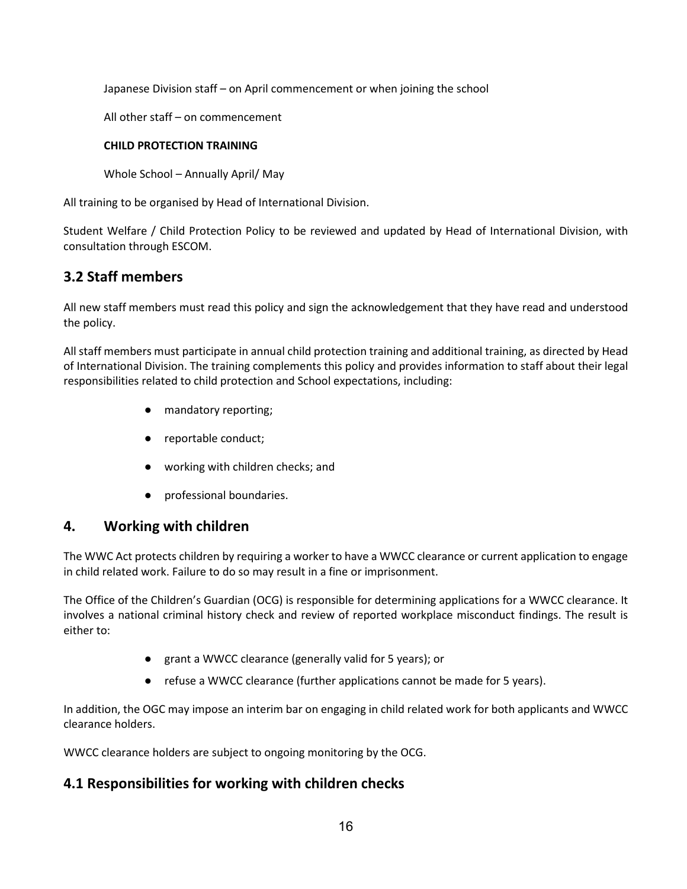Japanese Division staff – on April commencement or when joining the school

All other staff – on commencement

**CHILD PROTECTION TRAINING**

Whole School – Annually April/ May

All training to be organised by Head of International Division.

Student Welfare / Child Protection Policy to be reviewed and updated by Head of International Division, with consultation through ESCOM.

## 3.2 Staff members

All new staff members must read this policy and sign the acknowledgement that they have read and understood the policy.

All staff members must participate in annual child protection training and additional training, as directed by Head of International Division. The training complements this policy and provides information to staff about their legal responsibilities related to child protection and School expectations, including:

- mandatory reporting;
- reportable conduct;
- working with children checks; and
- professional boundaries.

## 4. Working with children

The WWC Act protects children by requiring a worker to have a WWCC clearance or current application to engage in child related work. Failure to do so may result in a fine or imprisonment.

The Office of the Children's Guardian (OCG) is responsible for determining applications for a WWCC clearance. It involves a national criminal history check and review of reported workplace misconduct findings. The result is either to:

- grant a WWCC clearance (generally valid for 5 years); or
- refuse a WWCC clearance (further applications cannot be made for 5 years).

In addition, the OGC may impose an interim bar on engaging in child related work for both applicants and WWCC clearance holders.

WWCC clearance holders are subject to ongoing monitoring by the OCG.

## 4.1 Responsibilities for working with children checks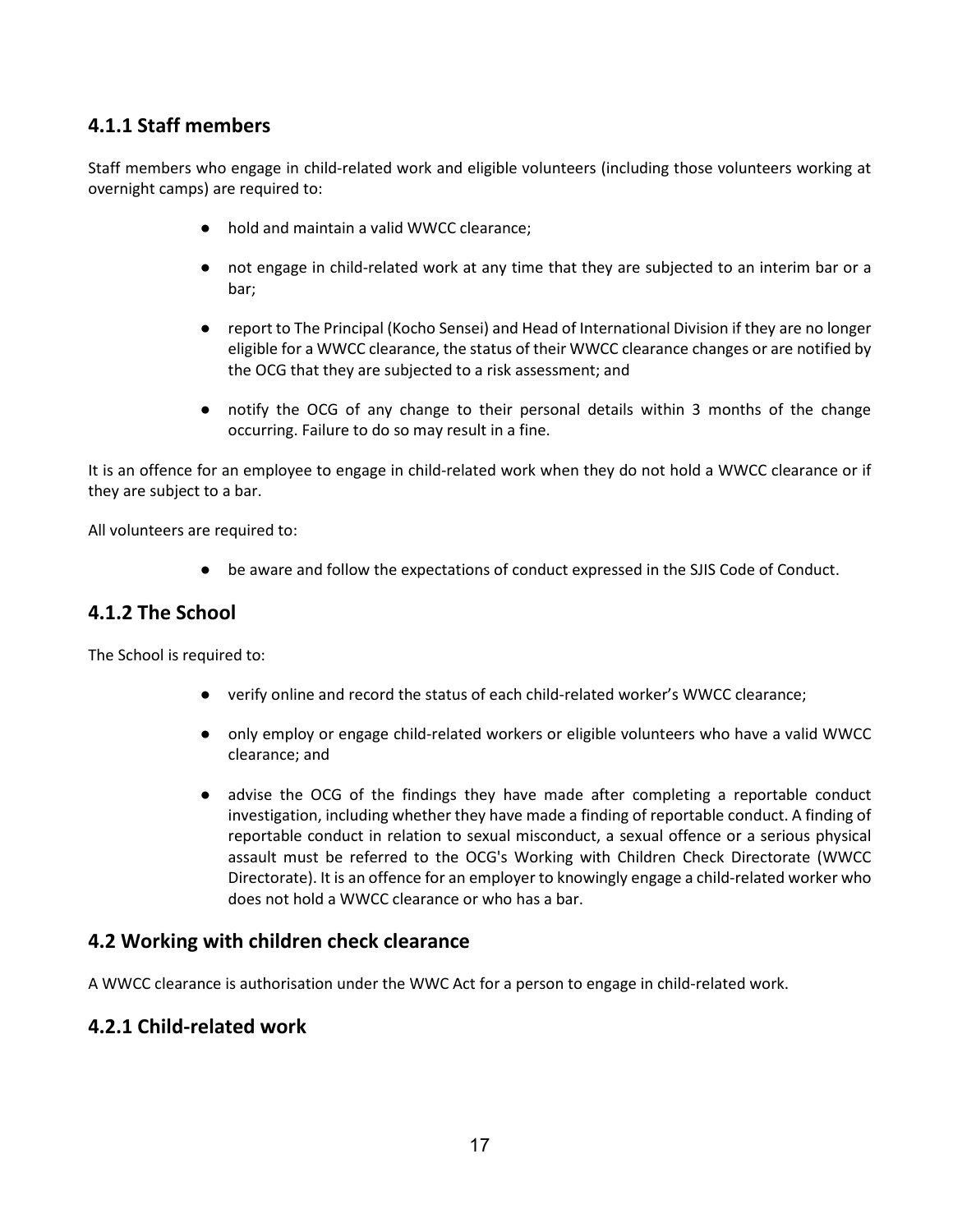### 4.1.1 Staff members

Staff members who engage in child-related work and eligible volunteers (including those volunteers working at overnight camps) are required to:

- hold and maintain a valid WWCC clearance;
- not engage in child-related work at any time that they are subjected to an interim bar or a bar;
- report to The Principal (Kocho Sensei) and Head of International Division if they are no longer eligible for a WWCC clearance, the status of their WWCC clearance changes or are notified by the OCG that they are subjected to a risk assessment; and
- notify the OCG of any change to their personal details within 3 months of the change occurring. Failure to do so may result in a fine.

It is an offence for an employee to engage in child-related work when they do not hold a WWCC clearance or if they are subject to a bar.

All volunteers are required to:

- be aware and follow the expectations of conduct expressed in the SJIS Code of Conduct.

### 4.1.2 The School

The School is required to:

- verify online and record the status of each child-related worker's WWCC clearance;
- only employ or engage child-related workers or eligible volunteers who have a valid WWCC clearance; and
- advise the OCG of the findings they have made after completing a reportable conduct investigation, including whether they have made a finding of reportable conduct. A finding of reportable conduct in relation to sexual misconduct, a sexual offence or a serious physical assault must be referred to the OCG's Working with Children Check Directorate (WWCC Directorate). It is an offence for an employer to knowingly engage a child-related worker who does not hold a WWCC clearance or who has a bar.

## 4.2 Working with children check clearance

A WWCC clearance is authorisation under the WWC Act for a person to engage in child-related work.

### 4.2.1 Child-related work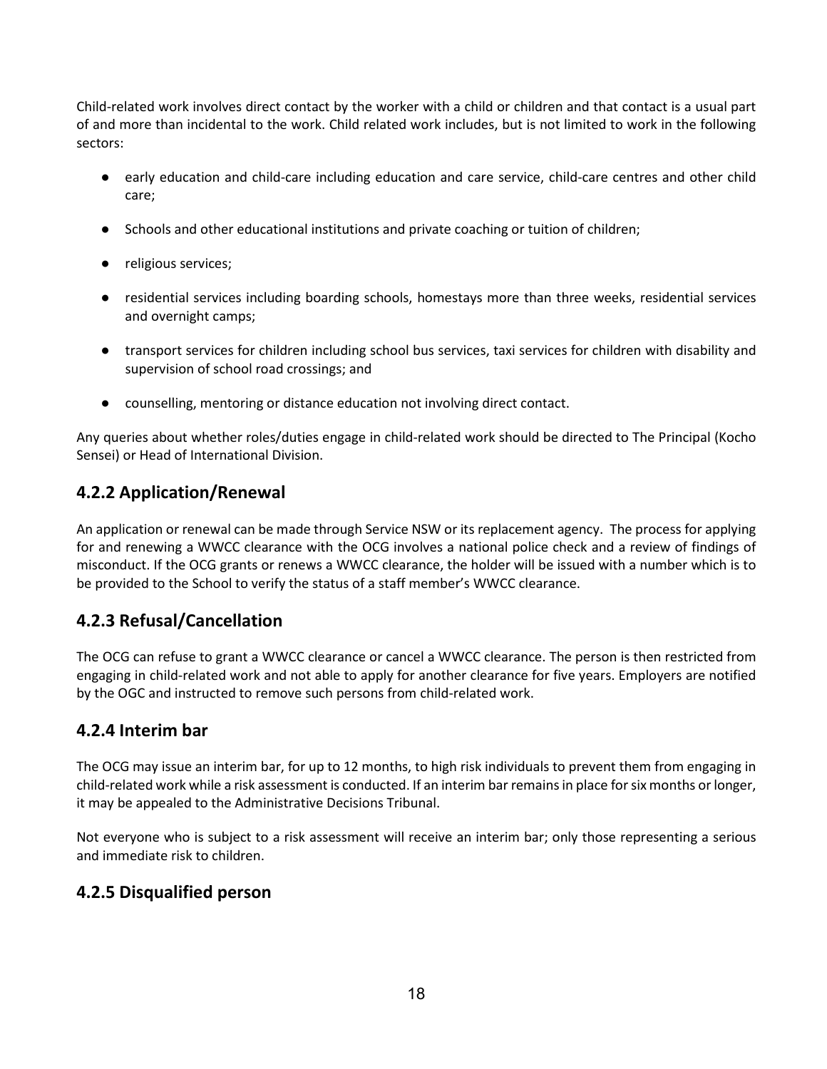Child-related work involves direct contact by the worker with a child or children and that contact is a usual part of and more than incidental to the work. Child related work includes, but is not limited to work in the following sectors:

- early education and child-care including education and care service, child-care centres and other child care;
- Schools and other educational institutions and private coaching or tuition of children;
- religious services;
- residential services including boarding schools, homestays more than three weeks, residential services and overnight camps;
- transport services for children including school bus services, taxi services for children with disability and supervision of school road crossings; and
- counselling, mentoring or distance education not involving direct contact.

Any queries about whether roles/duties engage in child-related work should be directed to The Principal (Kocho Sensei) or Head of International Division.

### 4.2.2 Application/Renewal

An application or renewal can be made through Service NSW or its replacement agency. The process for applying for and renewing a WWCC clearance with the OCG involves a national police check and a review of findings of misconduct. If the OCG grants or renews a WWCC clearance, the holder will be issued with a number which is to be provided to the School to verify the status of a staff member's WWCC clearance.

### 4.2.3 Refusal/Cancellation

The OCG can refuse to grant a WWCC clearance or cancel a WWCC clearance. The person is then restricted from engaging in child-related work and not able to apply for another clearance for five years. Employers are notified by the OGC and instructed to remove such persons from child-related work.

### 4.2.4 Interim bar

The OCG may issue an interim bar, for up to 12 months, to high risk individuals to prevent them from engaging in child-related work while a risk assessment is conducted. If an interim bar remains in place for six months or longer, it may be appealed to the Administrative Decisions Tribunal.

Not everyone who is subject to a risk assessment will receive an interim bar; only those representing a serious and immediate risk to children.

### 4.2.5 Disqualified person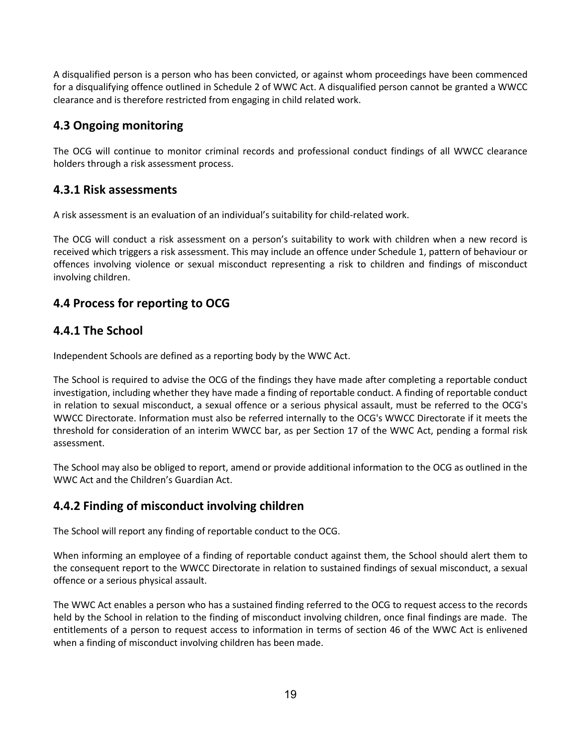A disqualified person is a person who has been convicted, or against whom proceedings have been commenced for a disqualifying offence outlined in Schedule 2 of WWC Act. A disqualified person cannot be granted a WWCC clearance and is therefore restricted from engaging in child related work.

## 4.3 Ongoing monitoring

The OCG will continue to monitor criminal records and professional conduct findings of all WWCC clearance holders through a risk assessment process.

### 4.3.1 Risk assessments

A risk assessment is an evaluation of an individual's suitability for child-related work.

The OCG will conduct a risk assessment on a person's suitability to work with children when a new record is received which triggers a risk assessment. This may include an offence under Schedule 1, pattern of behaviour or offences involving violence or sexual misconduct representing a risk to children and findings of misconduct involving children.

## 4.4 Process for reporting to OCG

### 4.4.1 The School

Independent Schools are defined as a reporting body by the WWC Act.

The School is required to advise the OCG of the findings they have made after completing a reportable conduct investigation, including whether they have made a finding of reportable conduct. A finding of reportable conduct in relation to sexual misconduct, a sexual offence or a serious physical assault, must be referred to the OCG's WWCC Directorate. Information must also be referred internally to the OCG's WWCC Directorate if it meets the threshold for consideration of an interim WWCC bar, as per Section 17 of the WWC Act, pending a formal risk assessment.

The School may also be obliged to report, amend or provide additional information to the OCG as outlined in the WWC Act and the Children's Guardian Act.

### 4.4.2 Finding of misconduct involving children

The School will report any finding of reportable conduct to the OCG.

When informing an employee of a finding of reportable conduct against them, the School should alert them to the consequent report to the WWCC Directorate in relation to sustained findings of sexual misconduct, a sexual offence or a serious physical assault.

The WWC Act enables a person who has a sustained finding referred to the OCG to request access to the records held by the School in relation to the finding of misconduct involving children, once final findings are made. The entitlements of a person to request access to information in terms of section 46 of the WWC Act is enlivened when a finding of misconduct involving children has been made.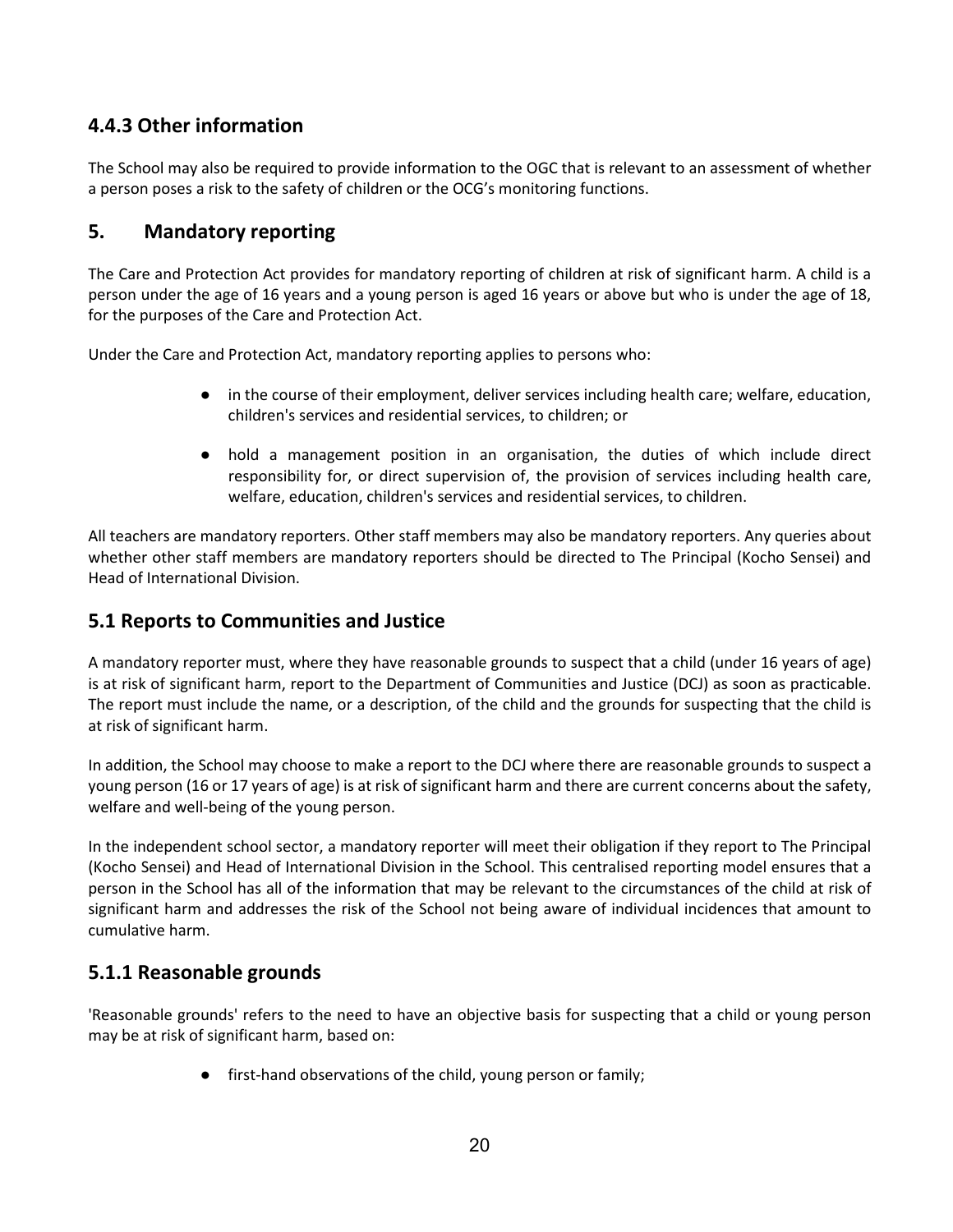### 4.4.3 Other information

The School may also be required to provide information to the OGC that is relevant to an assessment of whether a person poses a risk to the safety of children or the OCG's monitoring functions.

## 5. Mandatory reporting

The Care and Protection Act provides for mandatory reporting of children at risk of significant harm. A child is a person under the age of 16 years and a young person is aged 16 years or above but who is under the age of 18, for the purposes of the Care and Protection Act.

Under the Care and Protection Act, mandatory reporting applies to persons who:

- in the course of their employment, deliver services including health care; welfare, education, children's services and residential services, to children; or
- hold a management position in an organisation, the duties of which include direct responsibility for, or direct supervision of, the provision of services including health care, welfare, education, children's services and residential services, to children.

All teachers are mandatory reporters. Other staff members may also be mandatory reporters. Any queries about whether other staff members are mandatory reporters should be directed to The Principal (Kocho Sensei) and Head of International Division.

### 5.1 Reports to Communities and Justice

A mandatory reporter must, where they have reasonable grounds to suspect that a child (under 16 years of age) is at risk of significant harm, report to the Department of Communities and Justice (DCJ) as soon as practicable. The report must include the name, or a description, of the child and the grounds for suspecting that the child is at risk of significant harm.

In addition, the School may choose to make a report to the DCJ where there are reasonable grounds to suspect a young person (16 or 17 years of age) is at risk of significant harm and there are current concerns about the safety, welfare and well-being of the young person.

In the independent school sector, a mandatory reporter will meet their obligation if they report to The Principal (Kocho Sensei) and Head of International Division in the School. This centralised reporting model ensures that a person in the School has all of the information that may be relevant to the circumstances of the child at risk of significant harm and addresses the risk of the School not being aware of individual incidences that amount to cumulative harm.

### 5.1.1 Reasonable grounds

'Reasonable grounds' refers to the need to have an objective basis for suspecting that a child or young person may be at risk of significant harm, based on:

- first-hand observations of the child, young person or family;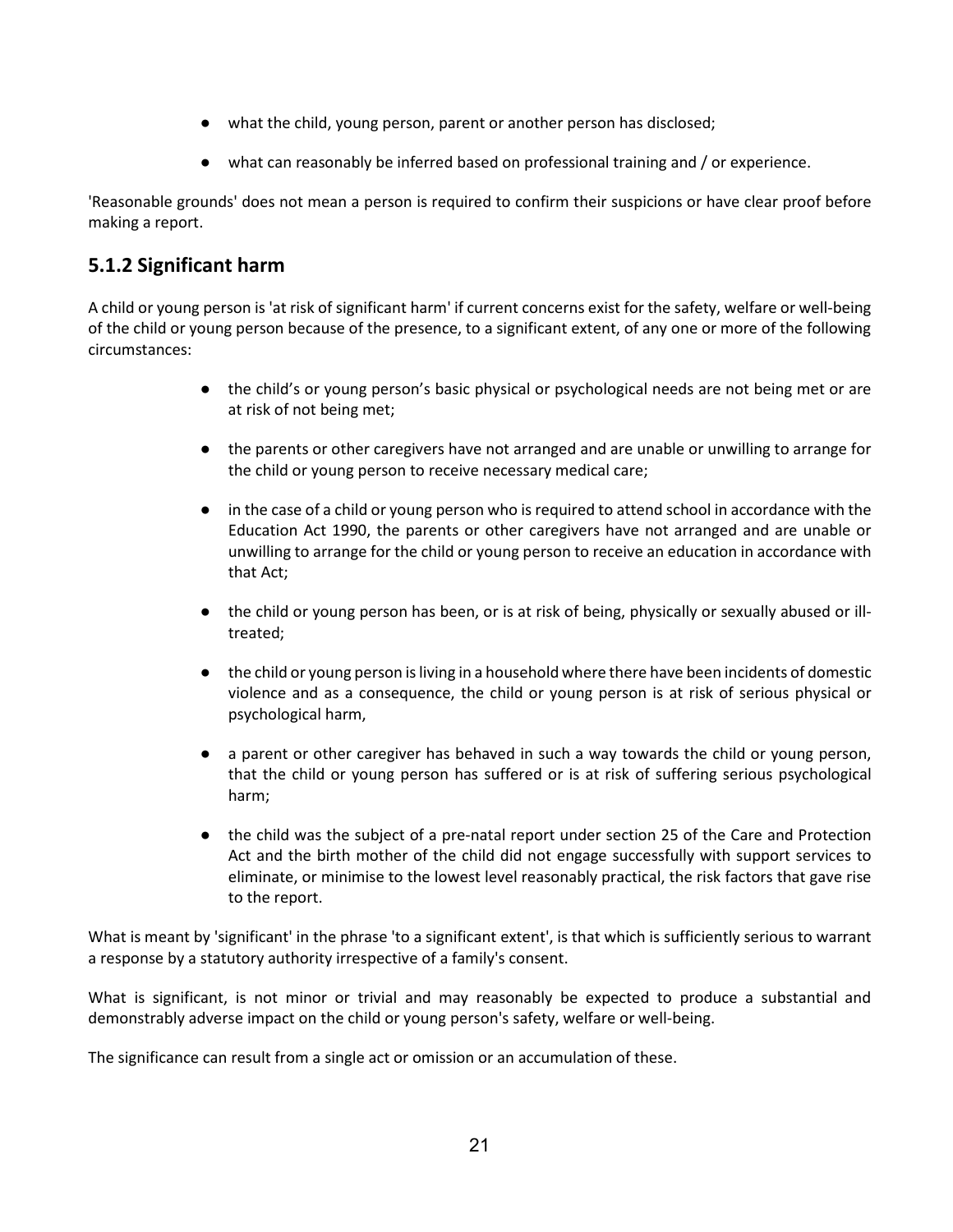- what the child, young person, parent or another person has disclosed;
- what can reasonably be inferred based on professional training and / or experience.

'Reasonable grounds' does not mean a person is required to confirm their suspicions or have clear proof before making a report.

### 5.1.2 Significant harm

A child or young person is 'at risk of significant harm' if current concerns exist for the safety, welfare or well-being of the child or young person because of the presence, to a significant extent, of any one or more of the following circumstances:

- the child's or young person's basic physical or psychological needs are not being met or are at risk of not being met;
- the parents or other caregivers have not arranged and are unable or unwilling to arrange for the child or young person to receive necessary medical care;
- in the case of a child or young person who is required to attend school in accordance with the Education Act 1990, the parents or other caregivers have not arranged and are unable or unwilling to arrange for the child or young person to receive an education in accordance with that Act;
- the child or young person has been, or is at risk of being, physically or sexually abused or ill-treated;
- the child or young person is living in a household where there have been incidents of domestic violence and as a consequence, the child or young person is at risk of serious physical or psychological harm,
- a parent or other caregiver has behaved in such a way towards the child or young person, that the child or young person has suffered or is at risk of suffering serious psychological harm;
- the child was the subject of a pre-natal report under section 25 of the Care and Protection Act and the birth mother of the child did not engage successfully with support services to eliminate, or minimise to the lowest level reasonably practical, the risk factors that gave rise to the report.

What is meant by 'significant' in the phrase 'to a significant extent', is that which is sufficiently serious to warrant a response by a statutory authority irrespective of a family's consent.

What is significant, is not minor or trivial and may reasonably be expected to produce a substantial and demonstrably adverse impact on the child or young person's safety, welfare or well-being.

The significance can result from a single act or omission or an accumulation of these.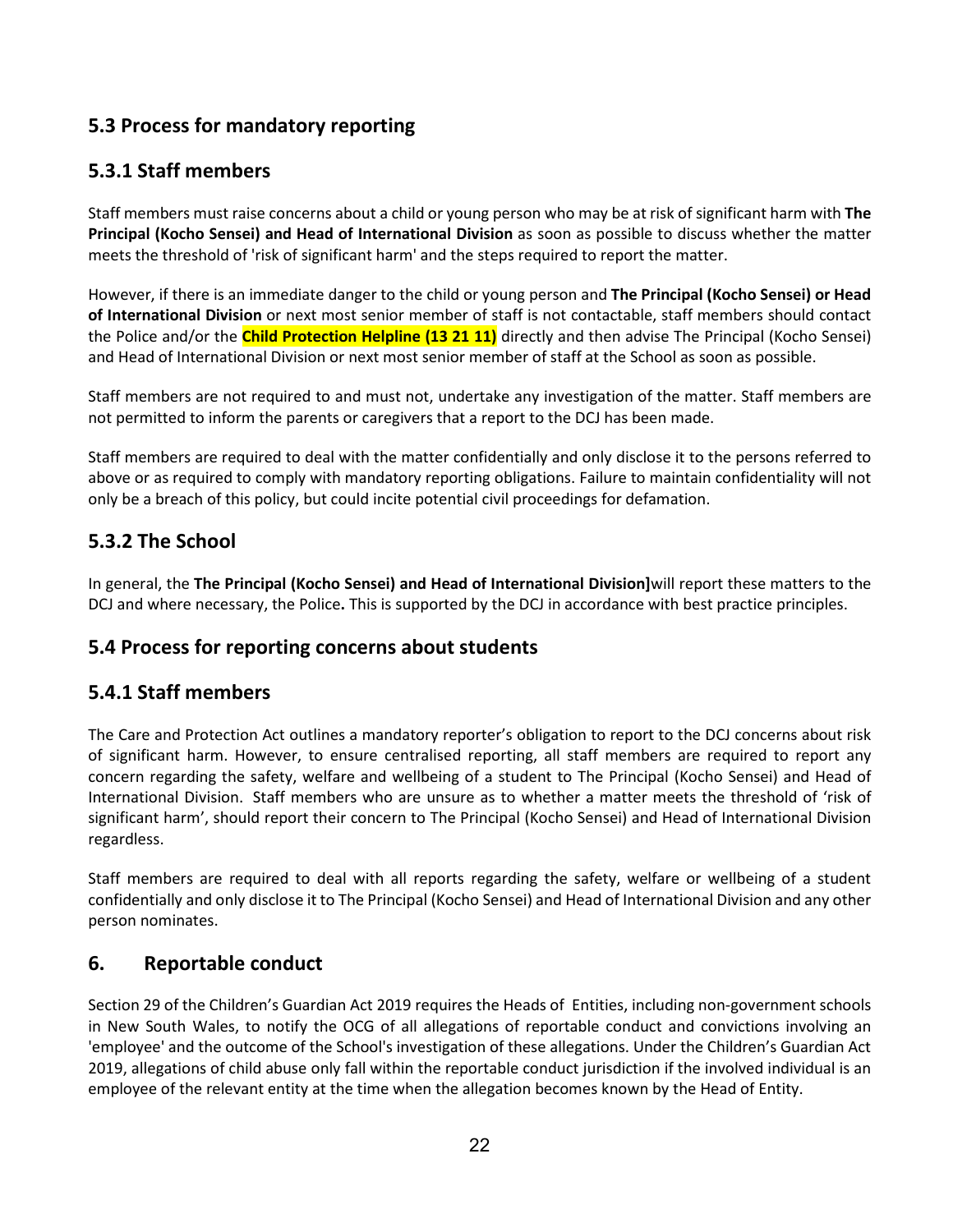## 5.3 Process for mandatory reporting

### 5.3.1 Staff members

Staff members must raise concerns about a child or young person who may be at risk of significant harm with **The Principal (Kocho Sensei) and Head of International Division** as soon as possible to discuss whether the matter meets the threshold of 'risk of significant harm' and the steps required to report the matter.

However, if there is an immediate danger to the child or young person and **The Principal (Kocho Sensei) or Head of International Division** or next most senior member of staff is not contactable, staff members should contact the Police and/or the **Child Protection Helpline (13 21 11)** directly and then advise The Principal (Kocho Sensei) and Head of International Division or next most senior member of staff at the School as soon as possible.

Staff members are not required to and must not, undertake any investigation of the matter. Staff members are not permitted to inform the parents or caregivers that a report to the DCJ has been made.

Staff members are required to deal with the matter confidentially and only disclose it to the persons referred to above or as required to comply with mandatory reporting obligations. Failure to maintain confidentiality will not only be a breach of this policy, but could incite potential civil proceedings for defamation.

### 5.3.2 The School

In general, the **The Principal (Kocho Sensei) and Head of International Division]**will report these matters to the DCJ and where necessary, the Police**.** This is supported by the DCJ in accordance with best practice principles.

## 5.4 Process for reporting concerns about students

### 5.4.1 Staff members

The Care and Protection Act outlines a mandatory reporter's obligation to report to the DCJ concerns about risk of significant harm. However, to ensure centralised reporting, all staff members are required to report any concern regarding the safety, welfare and wellbeing of a student to The Principal (Kocho Sensei) and Head of International Division. Staff members who are unsure as to whether a matter meets the threshold of 'risk of significant harm', should report their concern to The Principal (Kocho Sensei) and Head of International Division regardless.

Staff members are required to deal with all reports regarding the safety, welfare or wellbeing of a student confidentially and only disclose it to The Principal (Kocho Sensei) and Head of International Division and any other person nominates.

## 6. Reportable conduct

Section 29 of the Children's Guardian Act 2019 requires the Heads of Entities, including non-government schools in New South Wales, to notify the OCG of all allegations of reportable conduct and convictions involving an 'employee' and the outcome of the School's investigation of these allegations. Under the Children's Guardian Act 2019, allegations of child abuse only fall within the reportable conduct jurisdiction if the involved individual is an employee of the relevant entity at the time when the allegation becomes known by the Head of Entity.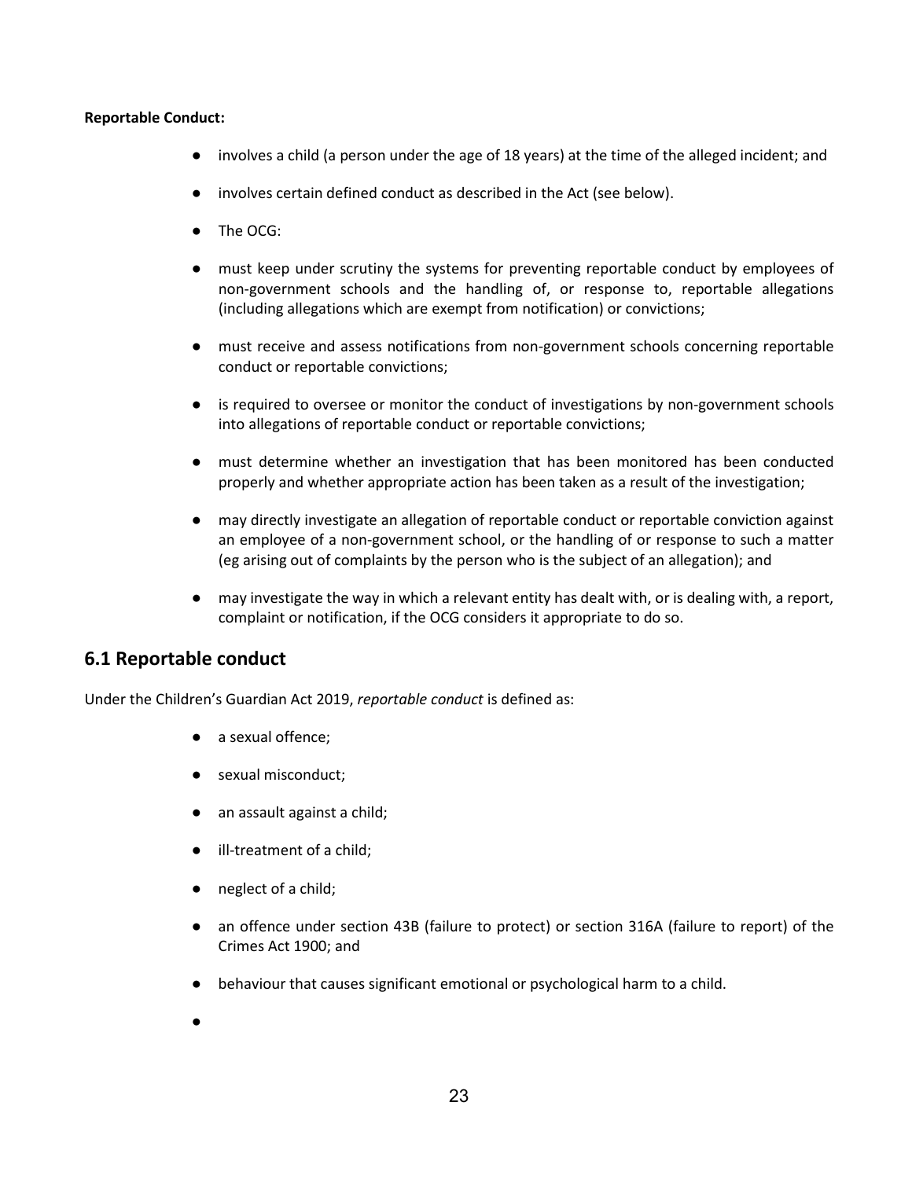**Reportable Conduct:**

- involves a child (a person under the age of 18 years) at the time of the alleged incident; and
- involves certain defined conduct as described in the Act (see below).
- The OCG:
- must keep under scrutiny the systems for preventing reportable conduct by employees of non-government schools and the handling of, or response to, reportable allegations (including allegations which are exempt from notification) or convictions;
- must receive and assess notifications from non-government schools concerning reportable conduct or reportable convictions;
- is required to oversee or monitor the conduct of investigations by non-government schools into allegations of reportable conduct or reportable convictions;
- must determine whether an investigation that has been monitored has been conducted properly and whether appropriate action has been taken as a result of the investigation;
- may directly investigate an allegation of reportable conduct or reportable conviction against an employee of a non-government school, or the handling of or response to such a matter (eg arising out of complaints by the person who is the subject of an allegation); and
- may investigate the way in which a relevant entity has dealt with, or is dealing with, a report, complaint or notification, if the OCG considers it appropriate to do so.

## 6.1 Reportable conduct

Under the Children's Guardian Act 2019, *reportable conduct* is defined as:

- a sexual offence;
- sexual misconduct;
- an assault against a child;
- ill-treatment of a child;
- neglect of a child;
- an offence under section 43B (failure to protect) or section 316A (failure to report) of the Crimes Act 1900; and
- behaviour that causes significant emotional or psychological harm to a child.
-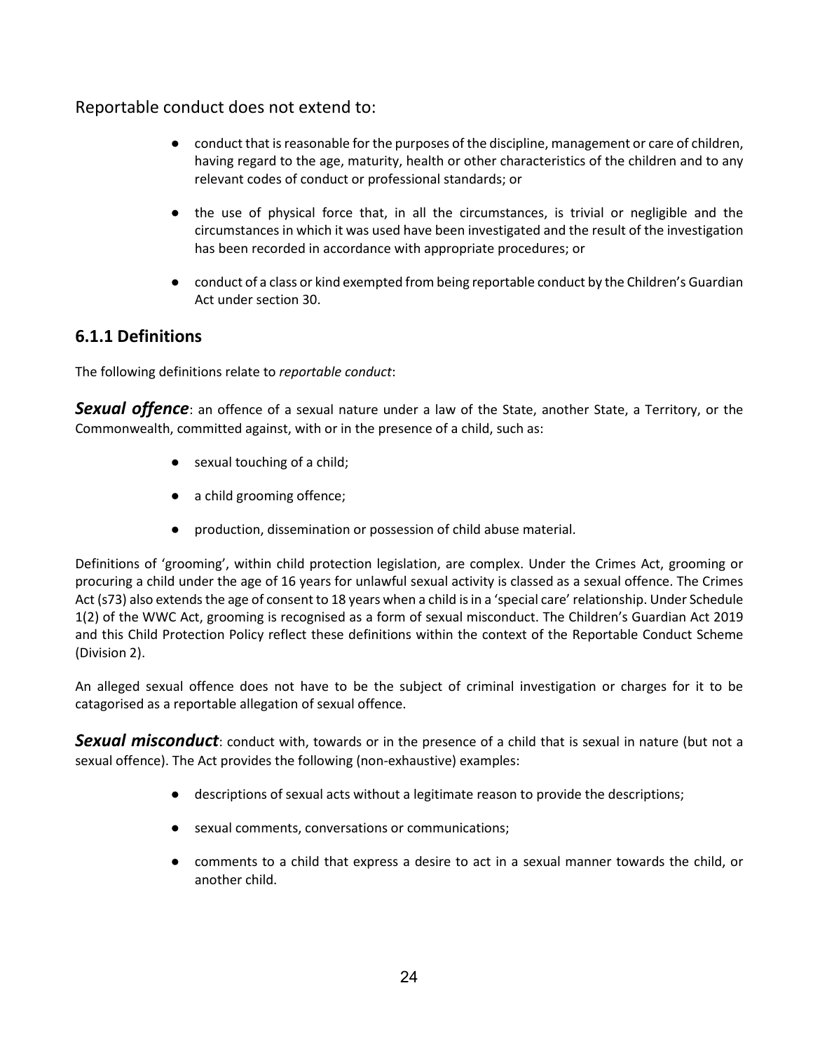Reportable conduct does not extend to:

- conduct that is reasonable for the purposes of the discipline, management or care of children, having regard to the age, maturity, health or other characteristics of the children and to any relevant codes of conduct or professional standards; or
- the use of physical force that, in all the circumstances, is trivial or negligible and the circumstances in which it was used have been investigated and the result of the investigation has been recorded in accordance with appropriate procedures; or
- conduct of a class or kind exempted from being reportable conduct by the Children's Guardian Act under section 30.

### 6.1.1 Definitions

The following definitions relate to *reportable conduct*:

***Sexual offence***: an offence of a sexual nature under a law of the State, another State, a Territory, or the Commonwealth, committed against, with or in the presence of a child, such as:

- sexual touching of a child;
- a child grooming offence;
- production, dissemination or possession of child abuse material.

Definitions of 'grooming', within child protection legislation, are complex. Under the Crimes Act, grooming or procuring a child under the age of 16 years for unlawful sexual activity is classed as a sexual offence. The Crimes Act (s73) also extends the age of consent to 18 years when a child is in a 'special care' relationship. Under Schedule 1(2) of the WWC Act, grooming is recognised as a form of sexual misconduct. The Children's Guardian Act 2019 and this Child Protection Policy reflect these definitions within the context of the Reportable Conduct Scheme (Division 2).

An alleged sexual offence does not have to be the subject of criminal investigation or charges for it to be catagorised as a reportable allegation of sexual offence.

***Sexual misconduct***: conduct with, towards or in the presence of a child that is sexual in nature (but not a sexual offence). The Act provides the following (non-exhaustive) examples:

- descriptions of sexual acts without a legitimate reason to provide the descriptions;
- sexual comments, conversations or communications;
- comments to a child that express a desire to act in a sexual manner towards the child, or another child.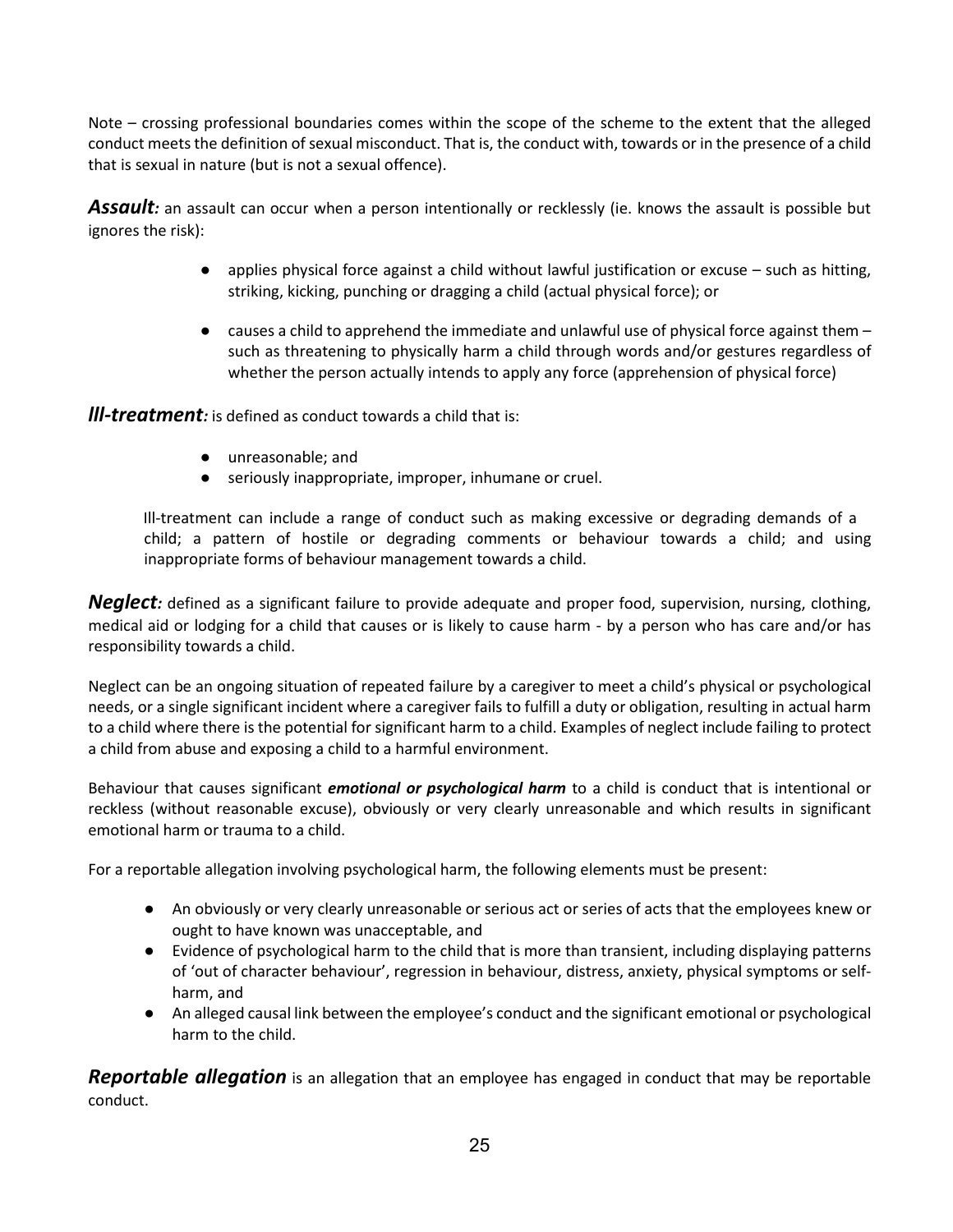Note – crossing professional boundaries comes within the scope of the scheme to the extent that the alleged conduct meets the definition of sexual misconduct. That is, the conduct with, towards or in the presence of a child that is sexual in nature (but is not a sexual offence).

***Assault:*** an assault can occur when a person intentionally or recklessly (ie. knows the assault is possible but ignores the risk):

- applies physical force against a child without lawful justification or excuse – such as hitting, striking, kicking, punching or dragging a child (actual physical force); or
- causes a child to apprehend the immediate and unlawful use of physical force against them – such as threatening to physically harm a child through words and/or gestures regardless of whether the person actually intends to apply any force (apprehension of physical force)

***Ill-treatment:*** is defined as conduct towards a child that is:

- unreasonable; and
- seriously inappropriate, improper, inhumane or cruel.

Ill-treatment can include a range of conduct such as making excessive or degrading demands of a child; a pattern of hostile or degrading comments or behaviour towards a child; and using inappropriate forms of behaviour management towards a child.

***Neglect:*** defined as a significant failure to provide adequate and proper food, supervision, nursing, clothing, medical aid or lodging for a child that causes or is likely to cause harm - by a person who has care and/or has responsibility towards a child.

Neglect can be an ongoing situation of repeated failure by a caregiver to meet a child's physical or psychological needs, or a single significant incident where a caregiver fails to fulfill a duty or obligation, resulting in actual harm to a child where there is the potential for significant harm to a child. Examples of neglect include failing to protect a child from abuse and exposing a child to a harmful environment.

Behaviour that causes significant ***emotional or psychological harm*** to a child is conduct that is intentional or reckless (without reasonable excuse), obviously or very clearly unreasonable and which results in significant emotional harm or trauma to a child.

For a reportable allegation involving psychological harm, the following elements must be present:

- An obviously or very clearly unreasonable or serious act or series of acts that the employees knew or ought to have known was unacceptable, and
- Evidence of psychological harm to the child that is more than transient, including displaying patterns of 'out of character behaviour', regression in behaviour, distress, anxiety, physical symptoms or self-harm, and
- An alleged causal link between the employee's conduct and the significant emotional or psychological harm to the child.

***Reportable allegation*** is an allegation that an employee has engaged in conduct that may be reportable conduct.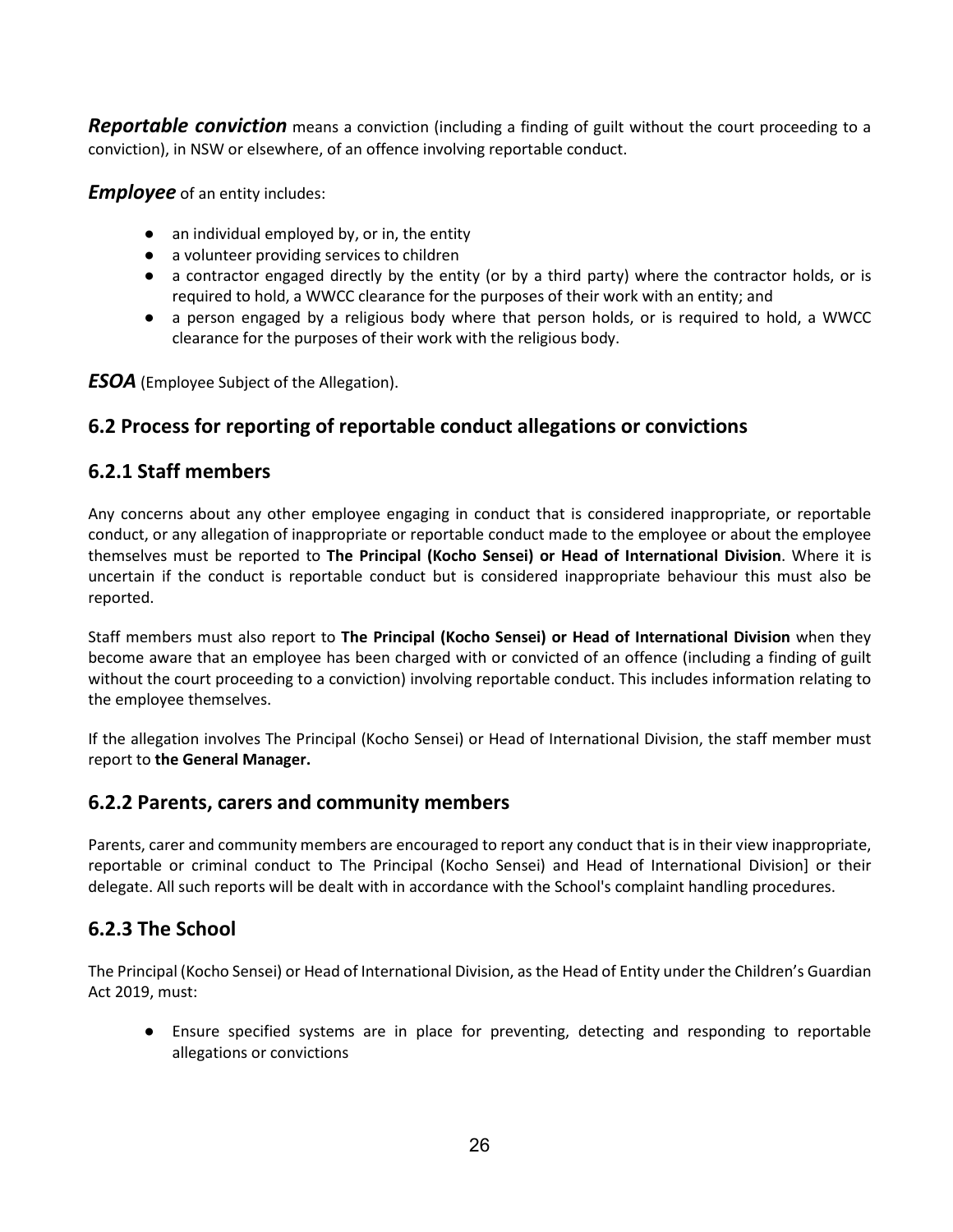***Reportable conviction*** means a conviction (including a finding of guilt without the court proceeding to a conviction), in NSW or elsewhere, of an offence involving reportable conduct.

***Employee*** of an entity includes:

- an individual employed by, or in, the entity
- a volunteer providing services to children
- a contractor engaged directly by the entity (or by a third party) where the contractor holds, or is required to hold, a WWCC clearance for the purposes of their work with an entity; and
- a person engaged by a religious body where that person holds, or is required to hold, a WWCC clearance for the purposes of their work with the religious body.

***ESOA*** (Employee Subject of the Allegation).

## 6.2 Process for reporting of reportable conduct allegations or convictions

### 6.2.1 Staff members

Any concerns about any other employee engaging in conduct that is considered inappropriate, or reportable conduct, or any allegation of inappropriate or reportable conduct made to the employee or about the employee themselves must be reported to **The Principal (Kocho Sensei) or Head of International Division**. Where it is uncertain if the conduct is reportable conduct but is considered inappropriate behaviour this must also be reported.

Staff members must also report to **The Principal (Kocho Sensei) or Head of International Division** when they become aware that an employee has been charged with or convicted of an offence (including a finding of guilt without the court proceeding to a conviction) involving reportable conduct. This includes information relating to the employee themselves.

If the allegation involves The Principal (Kocho Sensei) or Head of International Division, the staff member must report to **the General Manager.**

### 6.2.2 Parents, carers and community members

Parents, carer and community members are encouraged to report any conduct that is in their view inappropriate, reportable or criminal conduct to The Principal (Kocho Sensei) and Head of International Division] or their delegate. All such reports will be dealt with in accordance with the School's complaint handling procedures.

### 6.2.3 The School

The Principal (Kocho Sensei) or Head of International Division, as the Head of Entity under the Children's Guardian Act 2019, must:

- Ensure specified systems are in place for preventing, detecting and responding to reportable allegations or convictions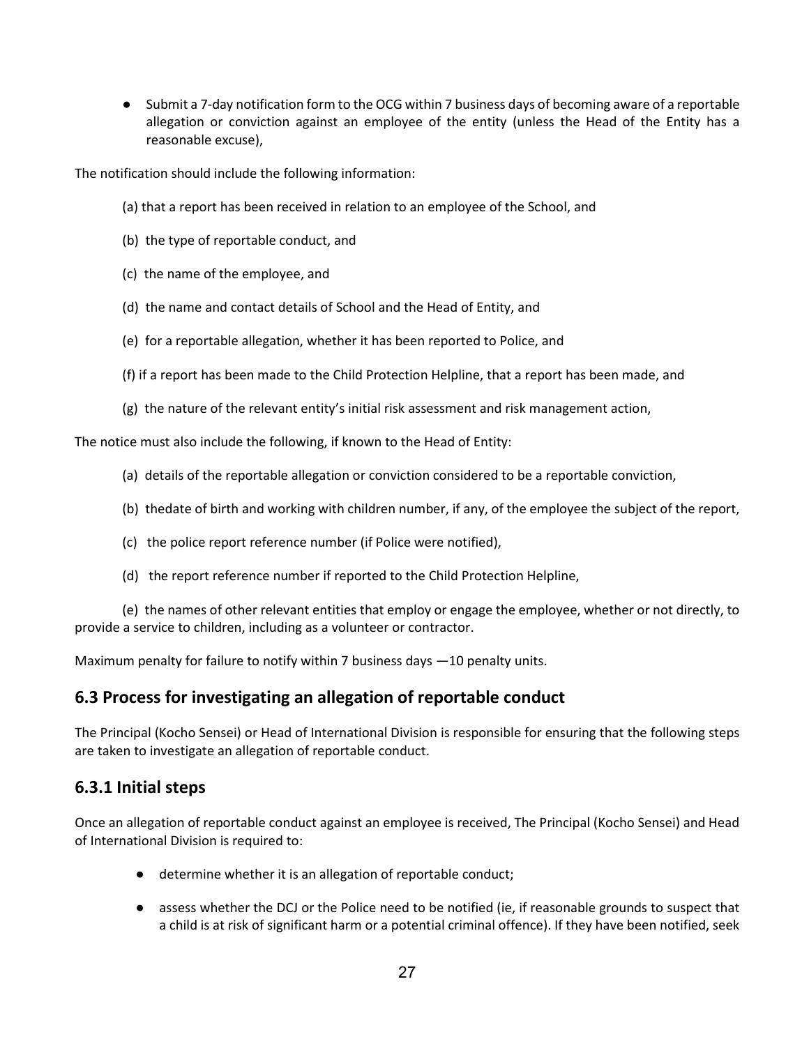- Submit a 7-day notification form to the OCG within 7 business days of becoming aware of a reportable allegation or conviction against an employee of the entity (unless the Head of the Entity has a reasonable excuse),

The notification should include the following information:

(a) that a report has been received in relation to an employee of the School, and

(b) the type of reportable conduct, and

(c) the name of the employee, and

(d) the name and contact details of School and the Head of Entity, and

(e) for a reportable allegation, whether it has been reported to Police, and

(f) if a report has been made to the Child Protection Helpline, that a report has been made, and

(g) the nature of the relevant entity's initial risk assessment and risk management action,

The notice must also include the following, if known to the Head of Entity:

(a) details of the reportable allegation or conviction considered to be a reportable conviction,

(b) thedate of birth and working with children number, if any, of the employee the subject of the report,

(c) the police report reference number (if Police were notified),

(d) the report reference number if reported to the Child Protection Helpline,

(e) the names of other relevant entities that employ or engage the employee, whether or not directly, to provide a service to children, including as a volunteer or contractor.

Maximum penalty for failure to notify within 7 business days —10 penalty units.

## 6.3 Process for investigating an allegation of reportable conduct

The Principal (Kocho Sensei) or Head of International Division is responsible for ensuring that the following steps are taken to investigate an allegation of reportable conduct.

### 6.3.1 Initial steps

Once an allegation of reportable conduct against an employee is received, The Principal (Kocho Sensei) and Head of International Division is required to:

- determine whether it is an allegation of reportable conduct;
- assess whether the DCJ or the Police need to be notified (ie, if reasonable grounds to suspect that a child is at risk of significant harm or a potential criminal offence). If they have been notified, seek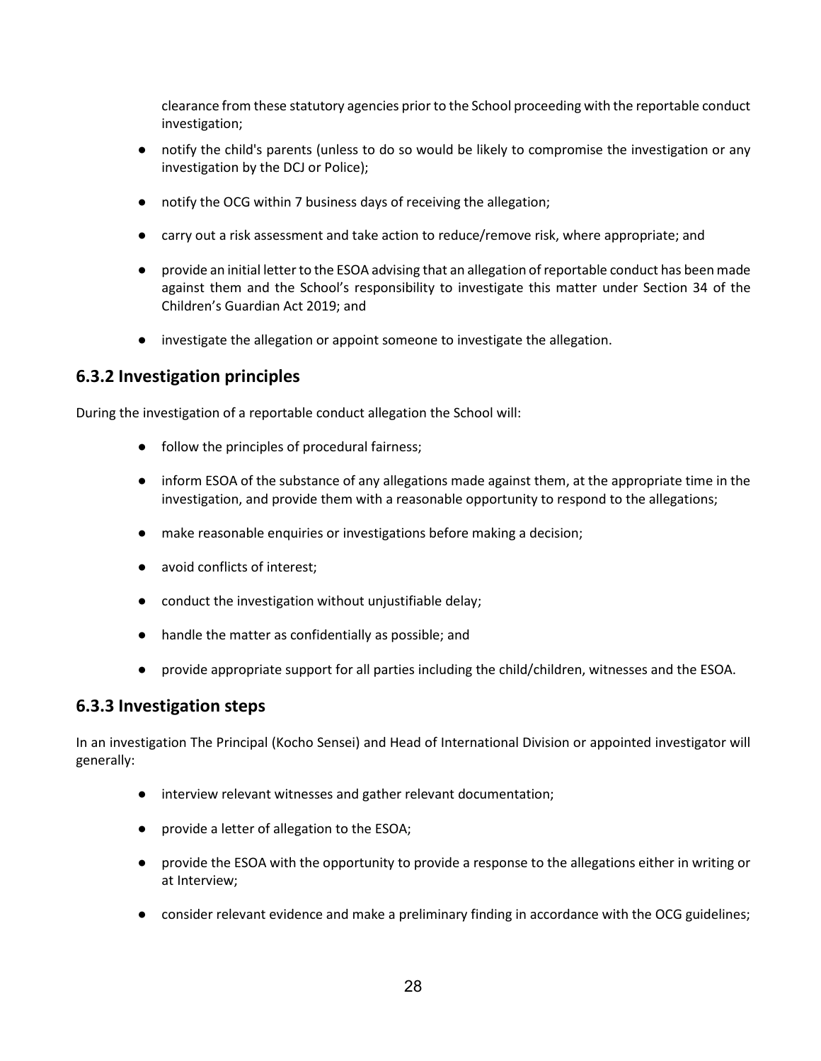clearance from these statutory agencies prior to the School proceeding with the reportable conduct investigation;

- notify the child's parents (unless to do so would be likely to compromise the investigation or any investigation by the DCJ or Police);
- notify the OCG within 7 business days of receiving the allegation;
- carry out a risk assessment and take action to reduce/remove risk, where appropriate; and
- provide an initial letter to the ESOA advising that an allegation of reportable conduct has been made against them and the School's responsibility to investigate this matter under Section 34 of the Children's Guardian Act 2019; and
- investigate the allegation or appoint someone to investigate the allegation.

## 6.3.2 Investigation principles

During the investigation of a reportable conduct allegation the School will:

- follow the principles of procedural fairness;
- inform ESOA of the substance of any allegations made against them, at the appropriate time in the investigation, and provide them with a reasonable opportunity to respond to the allegations;
- make reasonable enquiries or investigations before making a decision;
- avoid conflicts of interest;
- conduct the investigation without unjustifiable delay;
- handle the matter as confidentially as possible; and
- provide appropriate support for all parties including the child/children, witnesses and the ESOA.

## 6.3.3 Investigation steps

In an investigation The Principal (Kocho Sensei) and Head of International Division or appointed investigator will generally:

- interview relevant witnesses and gather relevant documentation;
- provide a letter of allegation to the ESOA;
- provide the ESOA with the opportunity to provide a response to the allegations either in writing or at Interview;
- consider relevant evidence and make a preliminary finding in accordance with the OCG guidelines;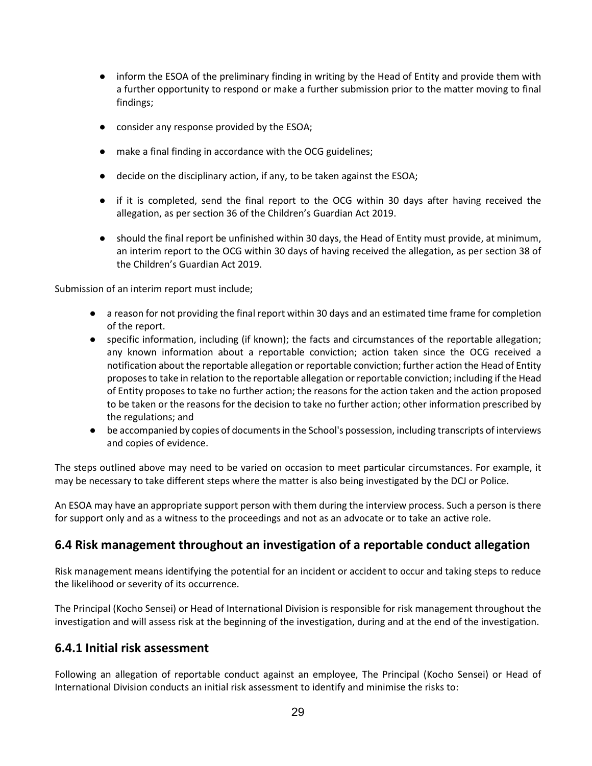- inform the ESOA of the preliminary finding in writing by the Head of Entity and provide them with a further opportunity to respond or make a further submission prior to the matter moving to final findings;
- consider any response provided by the ESOA;
- make a final finding in accordance with the OCG guidelines;
- decide on the disciplinary action, if any, to be taken against the ESOA;
- if it is completed, send the final report to the OCG within 30 days after having received the allegation, as per section 36 of the Children's Guardian Act 2019.
- should the final report be unfinished within 30 days, the Head of Entity must provide, at minimum, an interim report to the OCG within 30 days of having received the allegation, as per section 38 of the Children's Guardian Act 2019.

Submission of an interim report must include;

- a reason for not providing the final report within 30 days and an estimated time frame for completion of the report.
- specific information, including (if known); the facts and circumstances of the reportable allegation; any known information about a reportable conviction; action taken since the OCG received a notification about the reportable allegation or reportable conviction; further action the Head of Entity proposes to take in relation to the reportable allegation or reportable conviction; including if the Head of Entity proposes to take no further action; the reasons for the action taken and the action proposed to be taken or the reasons for the decision to take no further action; other information prescribed by the regulations; and
- be accompanied by copies of documents in the School's possession, including transcripts of interviews and copies of evidence.

The steps outlined above may need to be varied on occasion to meet particular circumstances. For example, it may be necessary to take different steps where the matter is also being investigated by the DCJ or Police.

An ESOA may have an appropriate support person with them during the interview process. Such a person is there for support only and as a witness to the proceedings and not as an advocate or to take an active role.

## 6.4 Risk management throughout an investigation of a reportable conduct allegation

Risk management means identifying the potential for an incident or accident to occur and taking steps to reduce the likelihood or severity of its occurrence.

The Principal (Kocho Sensei) or Head of International Division is responsible for risk management throughout the investigation and will assess risk at the beginning of the investigation, during and at the end of the investigation.

## 6.4.1 Initial risk assessment

Following an allegation of reportable conduct against an employee, The Principal (Kocho Sensei) or Head of International Division conducts an initial risk assessment to identify and minimise the risks to: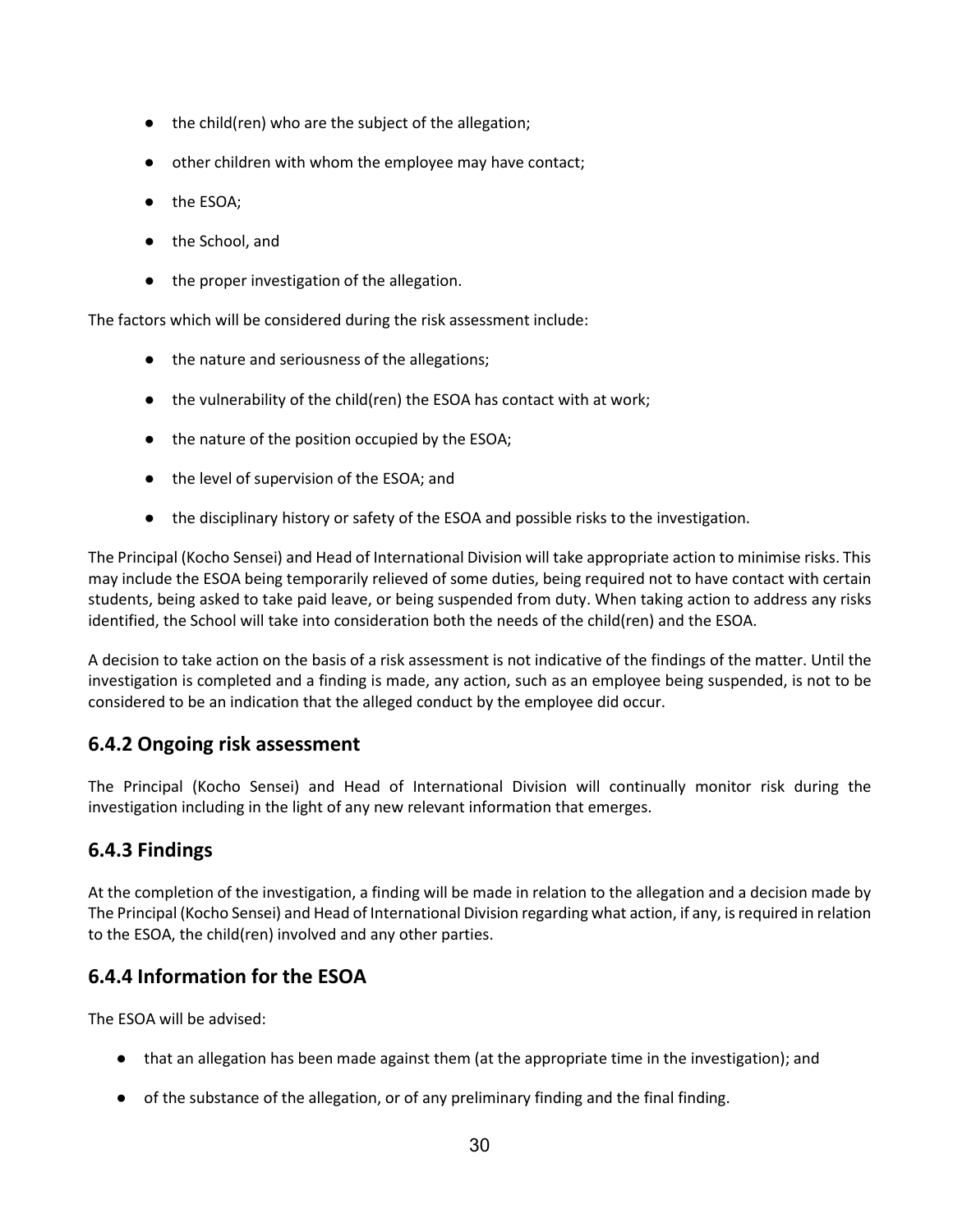- the child(ren) who are the subject of the allegation;
- other children with whom the employee may have contact;
- the ESOA;
- the School, and
- the proper investigation of the allegation.

The factors which will be considered during the risk assessment include:

- the nature and seriousness of the allegations;
- the vulnerability of the child(ren) the ESOA has contact with at work;
- the nature of the position occupied by the ESOA;
- the level of supervision of the ESOA; and
- the disciplinary history or safety of the ESOA and possible risks to the investigation.

The Principal (Kocho Sensei) and Head of International Division will take appropriate action to minimise risks. This may include the ESOA being temporarily relieved of some duties, being required not to have contact with certain students, being asked to take paid leave, or being suspended from duty. When taking action to address any risks identified, the School will take into consideration both the needs of the child(ren) and the ESOA.

A decision to take action on the basis of a risk assessment is not indicative of the findings of the matter. Until the investigation is completed and a finding is made, any action, such as an employee being suspended, is not to be considered to be an indication that the alleged conduct by the employee did occur.

## 6.4.2 Ongoing risk assessment

The Principal (Kocho Sensei) and Head of International Division will continually monitor risk during the investigation including in the light of any new relevant information that emerges.

## 6.4.3 Findings

At the completion of the investigation, a finding will be made in relation to the allegation and a decision made by The Principal (Kocho Sensei) and Head of International Division regarding what action, if any, is required in relation to the ESOA, the child(ren) involved and any other parties.

## 6.4.4 Information for the ESOA

The ESOA will be advised:

- that an allegation has been made against them (at the appropriate time in the investigation); and
- of the substance of the allegation, or of any preliminary finding and the final finding.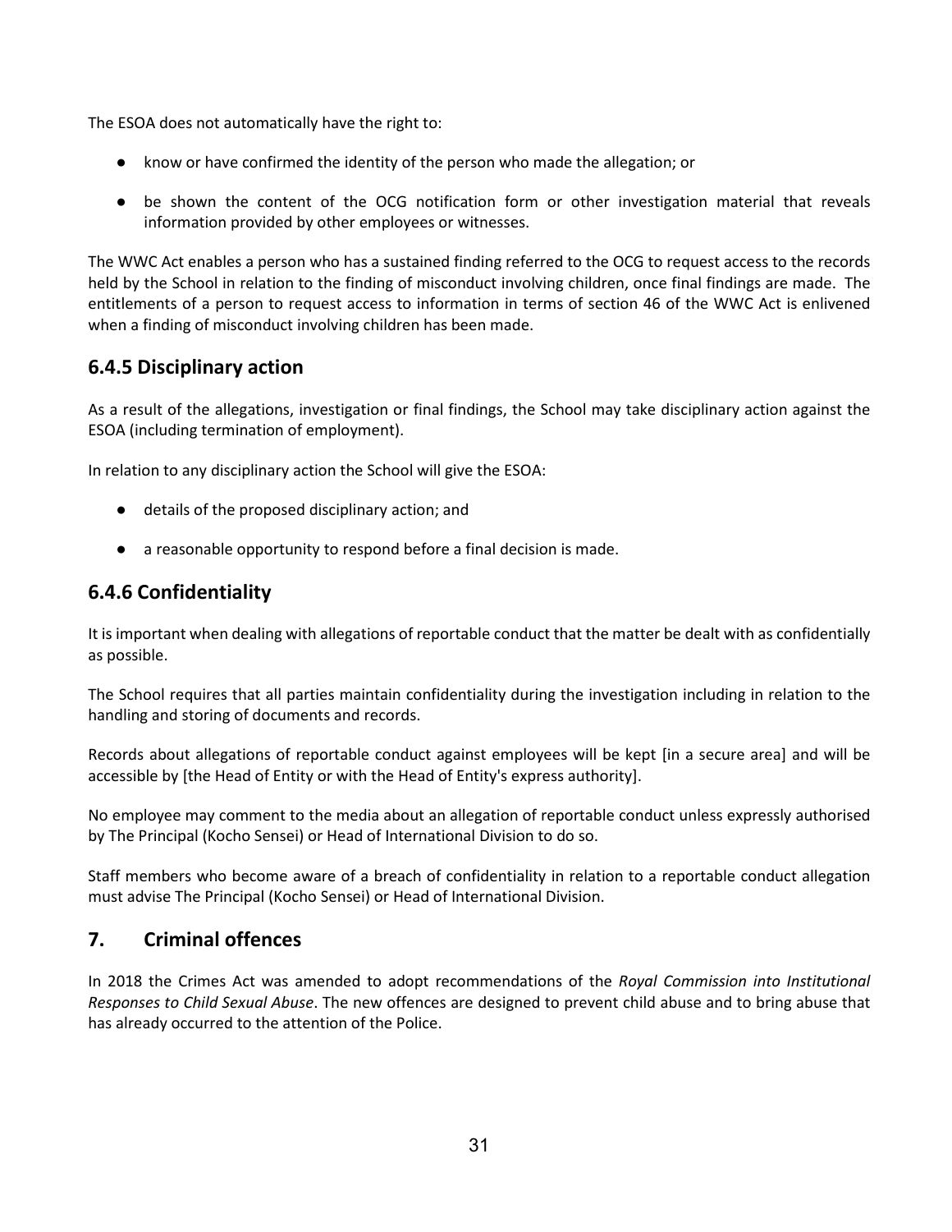The ESOA does not automatically have the right to:

- know or have confirmed the identity of the person who made the allegation; or
- be shown the content of the OCG notification form or other investigation material that reveals information provided by other employees or witnesses.

The WWC Act enables a person who has a sustained finding referred to the OCG to request access to the records held by the School in relation to the finding of misconduct involving children, once final findings are made. The entitlements of a person to request access to information in terms of section 46 of the WWC Act is enlivened when a finding of misconduct involving children has been made.

### 6.4.5 Disciplinary action

As a result of the allegations, investigation or final findings, the School may take disciplinary action against the ESOA (including termination of employment).

In relation to any disciplinary action the School will give the ESOA:

- details of the proposed disciplinary action; and
- a reasonable opportunity to respond before a final decision is made.

### 6.4.6 Confidentiality

It is important when dealing with allegations of reportable conduct that the matter be dealt with as confidentially as possible.

The School requires that all parties maintain confidentiality during the investigation including in relation to the handling and storing of documents and records.

Records about allegations of reportable conduct against employees will be kept [in a secure area] and will be accessible by [the Head of Entity or with the Head of Entity's express authority].

No employee may comment to the media about an allegation of reportable conduct unless expressly authorised by The Principal (Kocho Sensei) or Head of International Division to do so.

Staff members who become aware of a breach of confidentiality in relation to a reportable conduct allegation must advise The Principal (Kocho Sensei) or Head of International Division.

## 7. Criminal offences

In 2018 the Crimes Act was amended to adopt recommendations of the *Royal Commission into Institutional Responses to Child Sexual Abuse*. The new offences are designed to prevent child abuse and to bring abuse that has already occurred to the attention of the Police.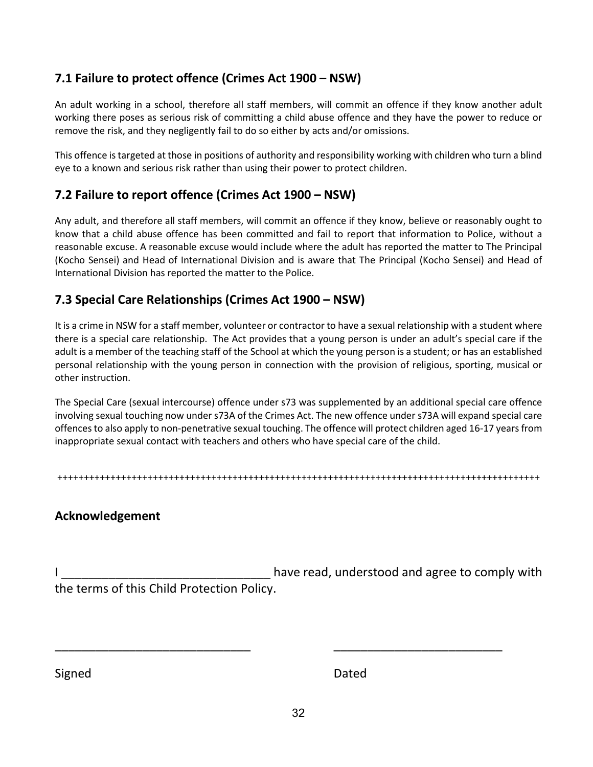## 7.1 Failure to protect offence (Crimes Act 1900 – NSW)

An adult working in a school, therefore all staff members, will commit an offence if they know another adult working there poses as serious risk of committing a child abuse offence and they have the power to reduce or remove the risk, and they negligently fail to do so either by acts and/or omissions.

This offence is targeted at those in positions of authority and responsibility working with children who turn a blind eye to a known and serious risk rather than using their power to protect children.

## 7.2 Failure to report offence (Crimes Act 1900 – NSW)

Any adult, and therefore all staff members, will commit an offence if they know, believe or reasonably ought to know that a child abuse offence has been committed and fail to report that information to Police, without a reasonable excuse. A reasonable excuse would include where the adult has reported the matter to The Principal (Kocho Sensei) and Head of International Division and is aware that The Principal (Kocho Sensei) and Head of International Division has reported the matter to the Police.

## 7.3 Special Care Relationships (Crimes Act 1900 – NSW)

It is a crime in NSW for a staff member, volunteer or contractor to have a sexual relationship with a student where there is a special care relationship. The Act provides that a young person is under an adult's special care if the adult is a member of the teaching staff of the School at which the young person is a student; or has an established personal relationship with the young person in connection with the provision of religious, sporting, musical or other instruction.

The Special Care (sexual intercourse) offence under s73 was supplemented by an additional special care offence involving sexual touching now under s73A of the Crimes Act. The new offence under s73A will expand special care offences to also apply to non-penetrative sexual touching. The offence will protect children aged 16-17 years from inappropriate sexual contact with teachers and others who have special care of the child.

++++++++++++++++++++++++++++++++++++++++++++++++++++++++++++++++++++++++++++++++++++++++++++++

## Acknowledgement

I _______________________________ have read, understood and agree to comply with the terms of this Child Protection Policy.

______________________________ ______________________________

Signed Dated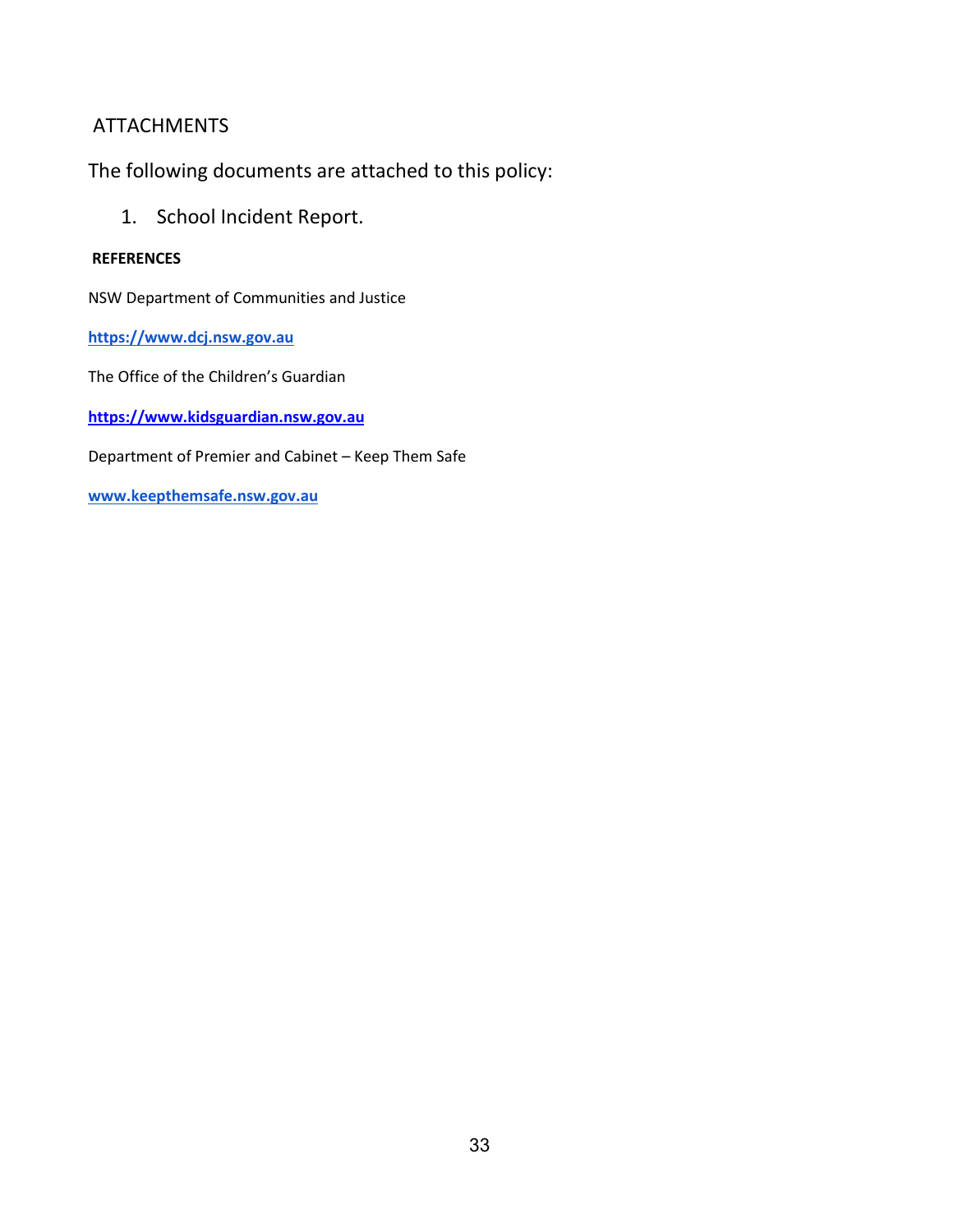## ATTACHMENTS

The following documents are attached to this policy:

1. School Incident Report.

**REFERENCES**

NSW Department of Communities and Justice

**https://www.dcj.nsw.gov.au**

The Office of the Children's Guardian

**https://www.kidsguardian.nsw.gov.au**

Department of Premier and Cabinet – Keep Them Safe

**www.keepthemsafe.nsw.gov.au**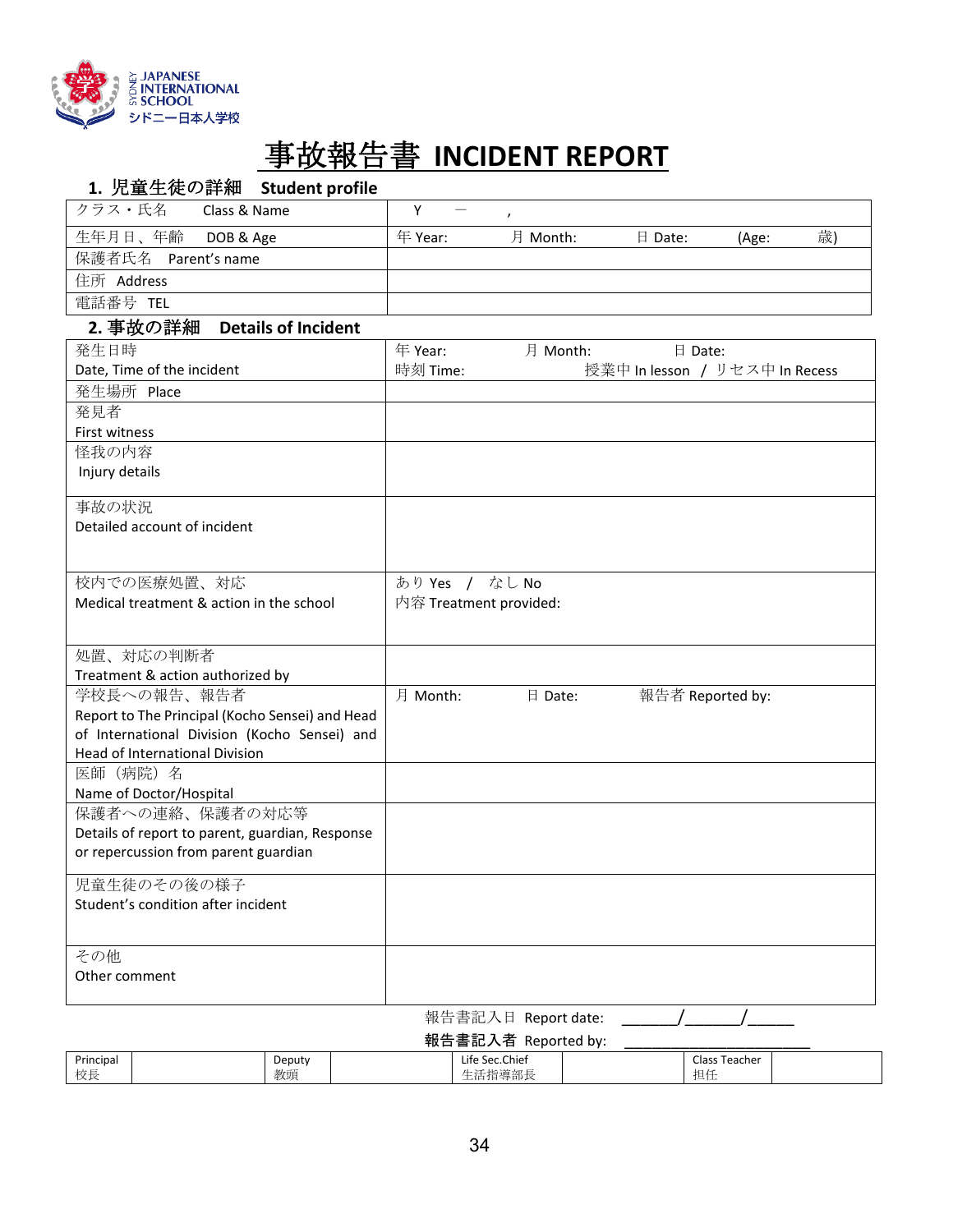SYDNEY JAPANESE INTERNATIONAL SCHOOL
シドニー日本人学校

# 事故報告書 INCIDENT REPORT

## 1. 児童生徒の詳細 Student profile

| | |
|---|---|
| クラス・氏名 Class & Name | Y ー , |
| 生年月日、年齢 DOB & Age | 年 Year: 月 Month: 日 Date: (Age: 歳) |
| 保護者氏名 Parent's name | |
| 住所 Address | |
| 電話番号 TEL | |

## 2. 事故の詳細 Details of Incident

| | |
|---|---|
| 発生日時<br>Date, Time of the incident | 年 Year: 月 Month: 日 Date:<br>時刻 Time: 授業中 In lesson / リセス中 In Recess |
| 発生場所 Place | |
| 発見者<br>First witness | |
| 怪我の内容<br>Injury details | |
| 事故の状況<br>Detailed account of incident | |
| 校内での医療処置、対応<br>Medical treatment & action in the school | あり Yes / なし No<br>内容 Treatment provided: |
| 処置、対応の判断者<br>Treatment & action authorized by | |
| 学校長への報告、報告者<br>Report to The Principal (Kocho Sensei) and Head of International Division (Kocho Sensei) and Head of International Division | 月 Month: 日 Date: 報告者 Reported by: |
| 医師（病院）名<br>Name of Doctor/Hospital | |
| 保護者への連絡、保護者の対応等<br>Details of report to parent, guardian, Response or repercussion from parent guardian | |
| 児童生徒のその後の様子<br>Student's condition after incident | |
| その他<br>Other comment | |

報告書記入日 Report date: _______/_______/______

**報告書記入者** Reported by: ________________________

| | | | | | | | |
|---|---|---|---|---|---|---|---|
| Principal<br>校長 | | Deputy<br>教頭 | | Life Sec.Chief<br>生活指導部長 | | Class Teacher<br>担任 | |